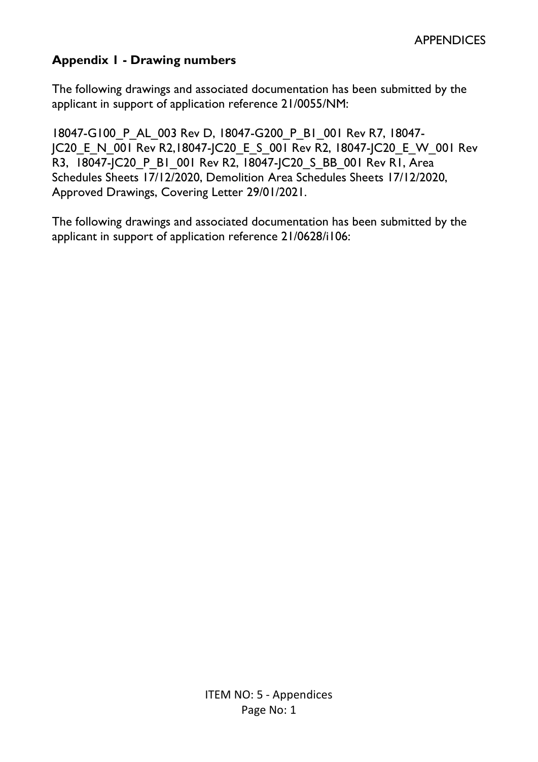## Appendix 1 - Drawing numbers

The following drawings and associated documentation has been submitted by the applicant in support of application reference 21/0055/NM:

18047-G100_P_AL_003 Rev D, 18047-G200_P_B1_001 Rev R7, 18047-JC20_E_N_001 Rev R2,18047-JC20_E_S_001 Rev R2, 18047-JC20_E_W_001 Rev R3, 18047-JC20_P_B1_001 Rev R2, 18047-JC20_S_BB_001 Rev R1, Area Schedules Sheets 17/12/2020, Demolition Area Schedules Sheets 17/12/2020, Approved Drawings, Covering Letter 29/01/2021.

The following drawings and associated documentation has been submitted by the applicant in support of application reference 21/0628/i106: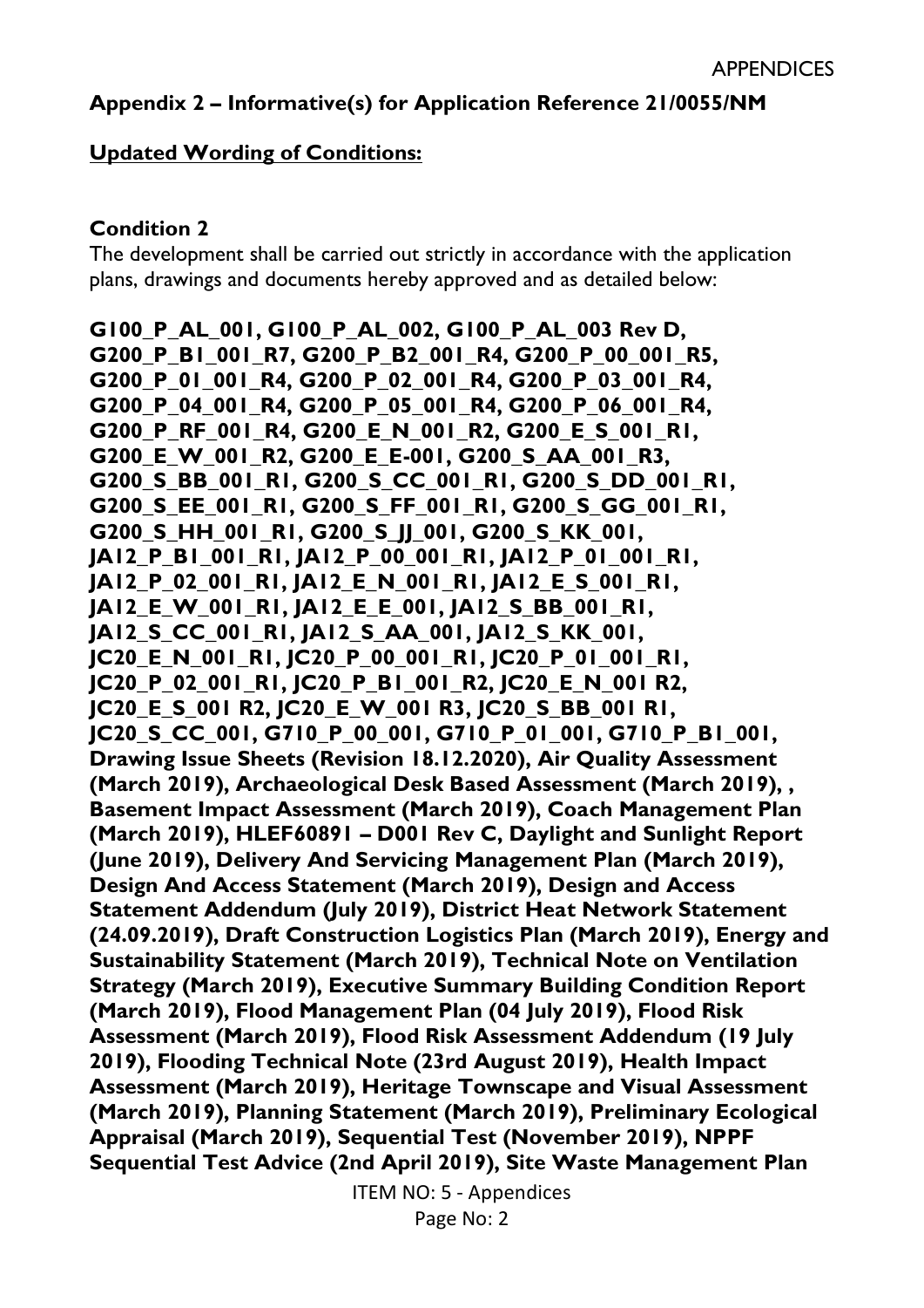## Appendix 2 – Informative(s) for Application Reference 21/0055/NM

**Updated Wording of Conditions:**

### Condition 2

The development shall be carried out strictly in accordance with the application plans, drawings and documents hereby approved and as detailed below:

**G100_P_AL_001, G100_P_AL_002, G100_P_AL_003 Rev D, G200_P_B1_001_R7, G200_P_B2_001_R4, G200_P_00_001_R5, G200_P_01_001_R4, G200_P_02_001_R4, G200_P_03_001_R4, G200_P_04_001_R4, G200_P_05_001_R4, G200_P_06_001_R4, G200_P_RF_001_R4, G200_E_N_001_R2, G200_E_S_001_R1, G200_E_W_001_R2, G200_E_E-001, G200_S_AA_001_R3, G200_S_BB_001_R1, G200_S_CC_001_R1, G200_S_DD_001_R1, G200_S_EE_001_R1, G200_S_FF_001_R1, G200_S_GG_001_R1, G200_S_HH_001_R1, G200_S_JJ_001, G200_S_KK_001, JA12_P_B1_001_R1, JA12_P_00_001_R1, JA12_P_01_001_R1, JA12_P_02_001_R1, JA12_E_N_001_R1, JA12_E_S_001_R1, JA12_E_W_001_R1, JA12_E_E_001, JA12_S_BB_001_R1, JA12_S_CC_001_R1, JA12_S_AA_001, JA12_S_KK_001, JC20_E_N_001_R1, JC20_P_00_001_R1, JC20_P_01_001_R1, JC20_P_02_001_R1, JC20_P_B1_001_R2, JC20_E_N_001 R2, JC20_E_S_001 R2, JC20_E_W_001 R3, JC20_S_BB_001 R1, JC20_S_CC_001, G710_P_00_001, G710_P_01_001, G710_P_B1_001, Drawing Issue Sheets (Revision 18.12.2020), Air Quality Assessment (March 2019), Archaeological Desk Based Assessment (March 2019), , Basement Impact Assessment (March 2019), Coach Management Plan (March 2019), HLEF60891 – D001 Rev C, Daylight and Sunlight Report (June 2019), Delivery And Servicing Management Plan (March 2019), Design And Access Statement (March 2019), Design and Access Statement Addendum (July 2019), District Heat Network Statement (24.09.2019), Draft Construction Logistics Plan (March 2019), Energy and Sustainability Statement (March 2019), Technical Note on Ventilation Strategy (March 2019), Executive Summary Building Condition Report (March 2019), Flood Management Plan (04 July 2019), Flood Risk Assessment (March 2019), Flood Risk Assessment Addendum (19 July 2019), Flooding Technical Note (23rd August 2019), Health Impact Assessment (March 2019), Heritage Townscape and Visual Assessment (March 2019), Planning Statement (March 2019), Preliminary Ecological Appraisal (March 2019), Sequential Test (November 2019), NPPF Sequential Test Advice (2nd April 2019), Site Waste Management Plan**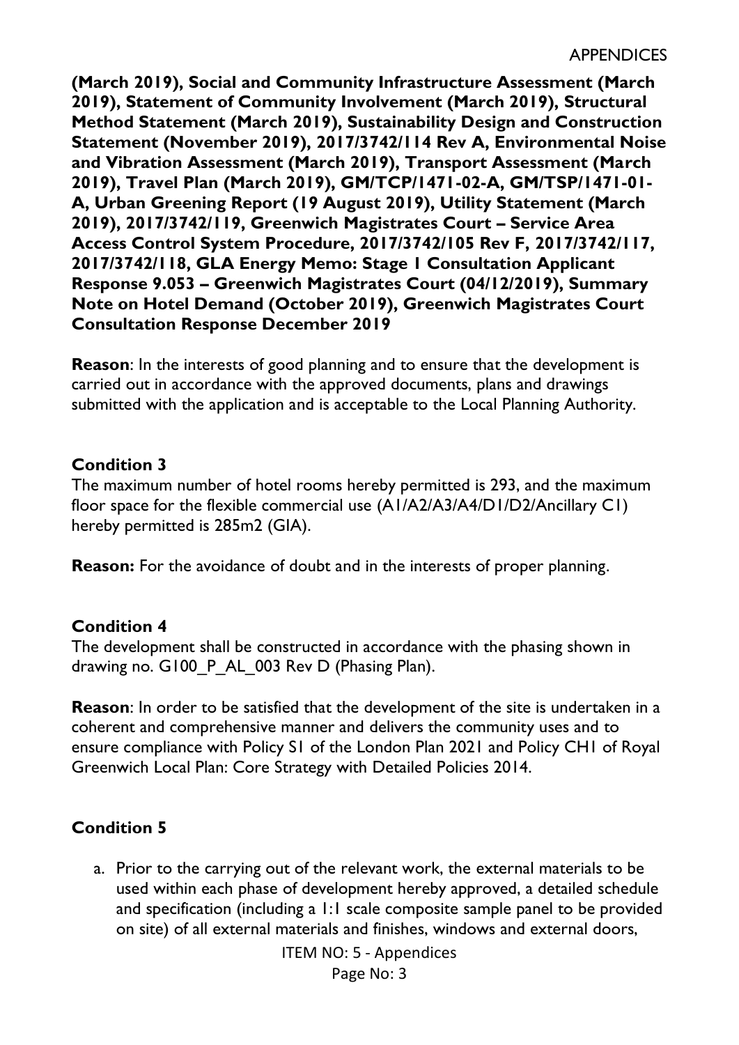**(March 2019), Social and Community Infrastructure Assessment (March 2019), Statement of Community Involvement (March 2019), Structural Method Statement (March 2019), Sustainability Design and Construction Statement (November 2019), 2017/3742/114 Rev A, Environmental Noise and Vibration Assessment (March 2019), Transport Assessment (March 2019), Travel Plan (March 2019), GM/TCP/1471-02-A, GM/TSP/1471-01-A, Urban Greening Report (19 August 2019), Utility Statement (March 2019), 2017/3742/119, Greenwich Magistrates Court – Service Area Access Control System Procedure, 2017/3742/105 Rev F, 2017/3742/117, 2017/3742/118, GLA Energy Memo: Stage 1 Consultation Applicant Response 9.053 – Greenwich Magistrates Court (04/12/2019), Summary Note on Hotel Demand (October 2019), Greenwich Magistrates Court Consultation Response December 2019**

**Reason**: In the interests of good planning and to ensure that the development is carried out in accordance with the approved documents, plans and drawings submitted with the application and is acceptable to the Local Planning Authority.

### Condition 3

The maximum number of hotel rooms hereby permitted is 293, and the maximum floor space for the flexible commercial use (A1/A2/A3/A4/D1/D2/Ancillary C1) hereby permitted is 285m2 (GIA).

**Reason:** For the avoidance of doubt and in the interests of proper planning.

### Condition 4

The development shall be constructed in accordance with the phasing shown in drawing no. G100_P_AL_003 Rev D (Phasing Plan).

**Reason**: In order to be satisfied that the development of the site is undertaken in a coherent and comprehensive manner and delivers the community uses and to ensure compliance with Policy S1 of the London Plan 2021 and Policy CH1 of Royal Greenwich Local Plan: Core Strategy with Detailed Policies 2014.

### Condition 5

a. Prior to the carrying out of the relevant work, the external materials to be used within each phase of development hereby approved, a detailed schedule and specification (including a 1:1 scale composite sample panel to be provided on site) of all external materials and finishes, windows and external doors,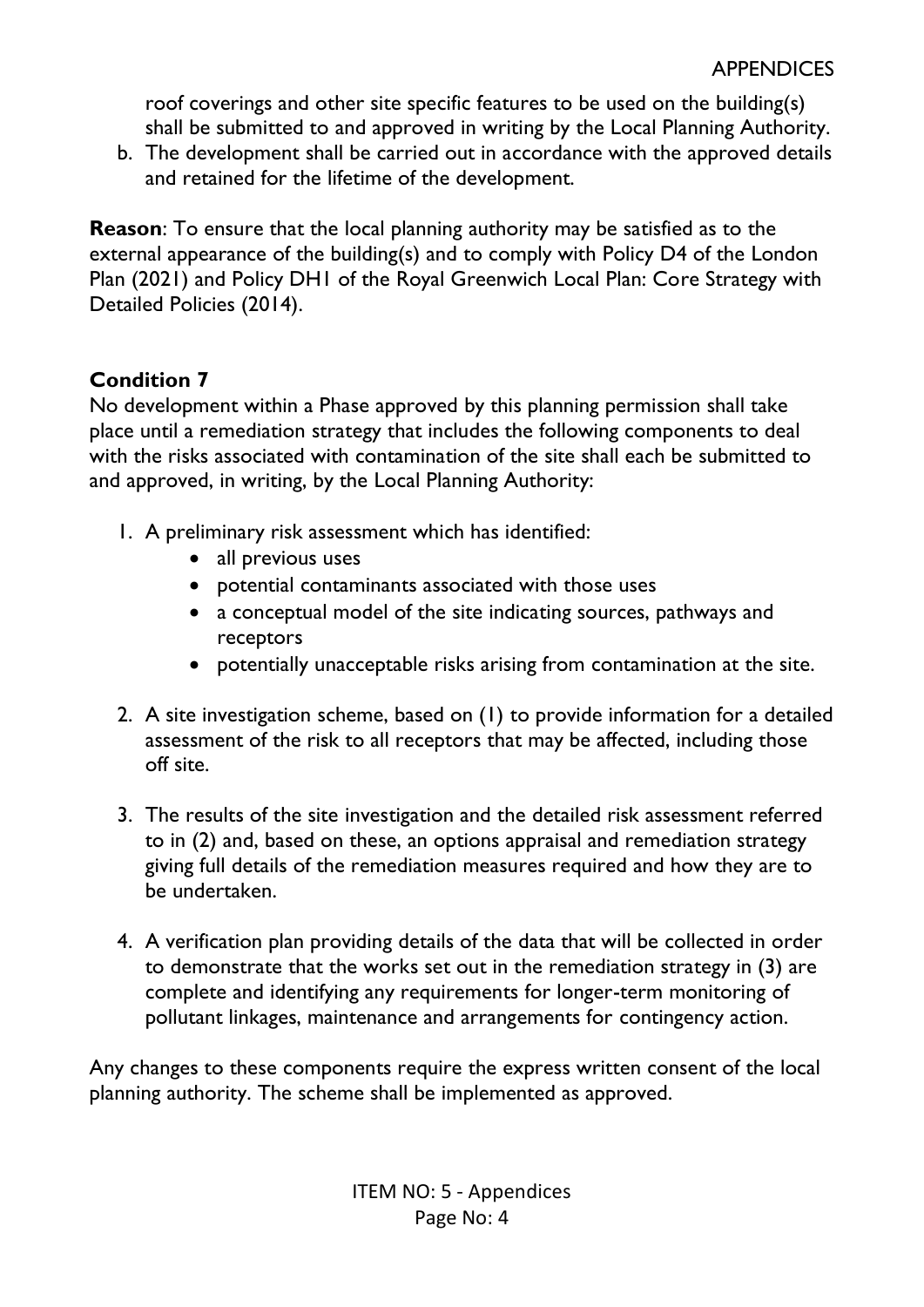roof coverings and other site specific features to be used on the building(s) shall be submitted to and approved in writing by the Local Planning Authority.

b. The development shall be carried out in accordance with the approved details and retained for the lifetime of the development.

**Reason**: To ensure that the local planning authority may be satisfied as to the external appearance of the building(s) and to comply with Policy D4 of the London Plan (2021) and Policy DH1 of the Royal Greenwich Local Plan: Core Strategy with Detailed Policies (2014).

**Condition 7**

No development within a Phase approved by this planning permission shall take place until a remediation strategy that includes the following components to deal with the risks associated with contamination of the site shall each be submitted to and approved, in writing, by the Local Planning Authority:

1. A preliminary risk assessment which has identified:
    - all previous uses
    - potential contaminants associated with those uses
    - a conceptual model of the site indicating sources, pathways and receptors
    - potentially unacceptable risks arising from contamination at the site.

2. A site investigation scheme, based on (1) to provide information for a detailed assessment of the risk to all receptors that may be affected, including those off site.

3. The results of the site investigation and the detailed risk assessment referred to in (2) and, based on these, an options appraisal and remediation strategy giving full details of the remediation measures required and how they are to be undertaken.

4. A verification plan providing details of the data that will be collected in order to demonstrate that the works set out in the remediation strategy in (3) are complete and identifying any requirements for longer-term monitoring of pollutant linkages, maintenance and arrangements for contingency action.

Any changes to these components require the express written consent of the local planning authority. The scheme shall be implemented as approved.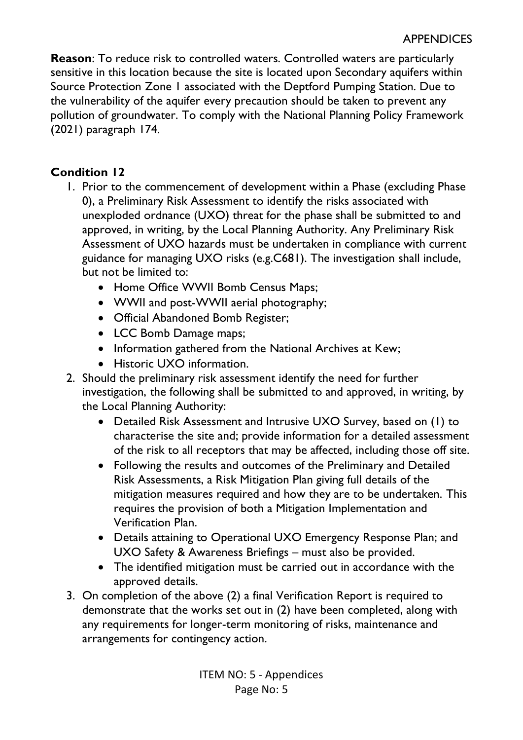**Reason**: To reduce risk to controlled waters. Controlled waters are particularly sensitive in this location because the site is located upon Secondary aquifers within Source Protection Zone 1 associated with the Deptford Pumping Station. Due to the vulnerability of the aquifer every precaution should be taken to prevent any pollution of groundwater. To comply with the National Planning Policy Framework (2021) paragraph 174.

**Condition 12**

1. Prior to the commencement of development within a Phase (excluding Phase 0), a Preliminary Risk Assessment to identify the risks associated with unexploded ordnance (UXO) threat for the phase shall be submitted to and approved, in writing, by the Local Planning Authority. Any Preliminary Risk Assessment of UXO hazards must be undertaken in compliance with current guidance for managing UXO risks (e.g.C681). The investigation shall include, but not be limited to:
   - Home Office WWII Bomb Census Maps;
   - WWII and post-WWII aerial photography;
   - Official Abandoned Bomb Register;
   - LCC Bomb Damage maps;
   - Information gathered from the National Archives at Kew;
   - Historic UXO information.
2. Should the preliminary risk assessment identify the need for further investigation, the following shall be submitted to and approved, in writing, by the Local Planning Authority:
   - Detailed Risk Assessment and Intrusive UXO Survey, based on (1) to characterise the site and; provide information for a detailed assessment of the risk to all receptors that may be affected, including those off site.
   - Following the results and outcomes of the Preliminary and Detailed Risk Assessments, a Risk Mitigation Plan giving full details of the mitigation measures required and how they are to be undertaken. This requires the provision of both a Mitigation Implementation and Verification Plan.
   - Details attaining to Operational UXO Emergency Response Plan; and UXO Safety & Awareness Briefings – must also be provided.
   - The identified mitigation must be carried out in accordance with the approved details.
3. On completion of the above (2) a final Verification Report is required to demonstrate that the works set out in (2) have been completed, along with any requirements for longer-term monitoring of risks, maintenance and arrangements for contingency action.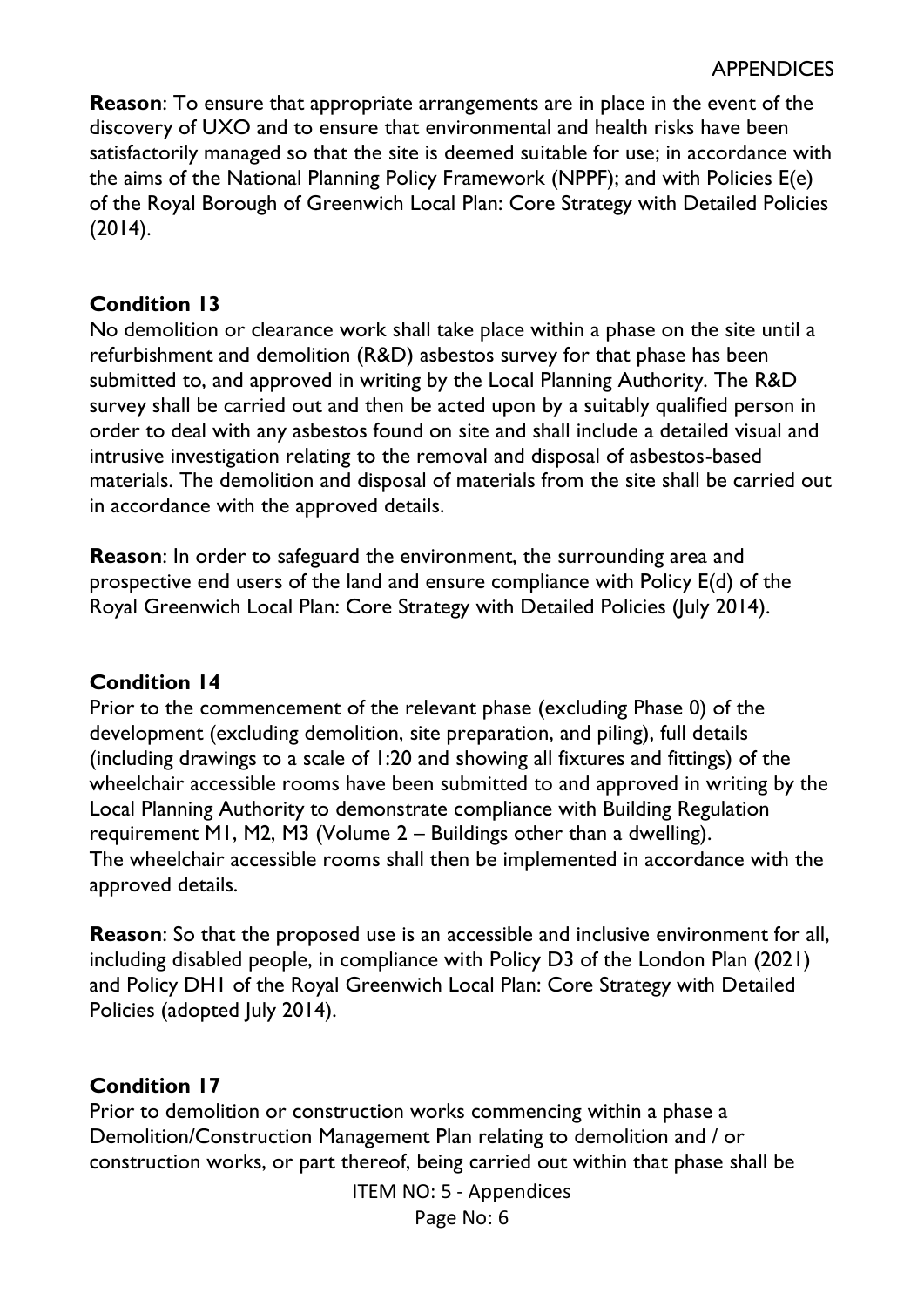**Reason**: To ensure that appropriate arrangements are in place in the event of the discovery of UXO and to ensure that environmental and health risks have been satisfactorily managed so that the site is deemed suitable for use; in accordance with the aims of the National Planning Policy Framework (NPPF); and with Policies E(e) of the Royal Borough of Greenwich Local Plan: Core Strategy with Detailed Policies (2014).

**Condition 13**

No demolition or clearance work shall take place within a phase on the site until a refurbishment and demolition (R&D) asbestos survey for that phase has been submitted to, and approved in writing by the Local Planning Authority. The R&D survey shall be carried out and then be acted upon by a suitably qualified person in order to deal with any asbestos found on site and shall include a detailed visual and intrusive investigation relating to the removal and disposal of asbestos-based materials. The demolition and disposal of materials from the site shall be carried out in accordance with the approved details.

**Reason**: In order to safeguard the environment, the surrounding area and prospective end users of the land and ensure compliance with Policy E(d) of the Royal Greenwich Local Plan: Core Strategy with Detailed Policies (July 2014).

**Condition 14**

Prior to the commencement of the relevant phase (excluding Phase 0) of the development (excluding demolition, site preparation, and piling), full details (including drawings to a scale of 1:20 and showing all fixtures and fittings) of the wheelchair accessible rooms have been submitted to and approved in writing by the Local Planning Authority to demonstrate compliance with Building Regulation requirement M1, M2, M3 (Volume 2 – Buildings other than a dwelling).
The wheelchair accessible rooms shall then be implemented in accordance with the approved details.

**Reason**: So that the proposed use is an accessible and inclusive environment for all, including disabled people, in compliance with Policy D3 of the London Plan (2021) and Policy DH1 of the Royal Greenwich Local Plan: Core Strategy with Detailed Policies (adopted July 2014).

**Condition 17**

Prior to demolition or construction works commencing within a phase a Demolition/Construction Management Plan relating to demolition and / or construction works, or part thereof, being carried out within that phase shall be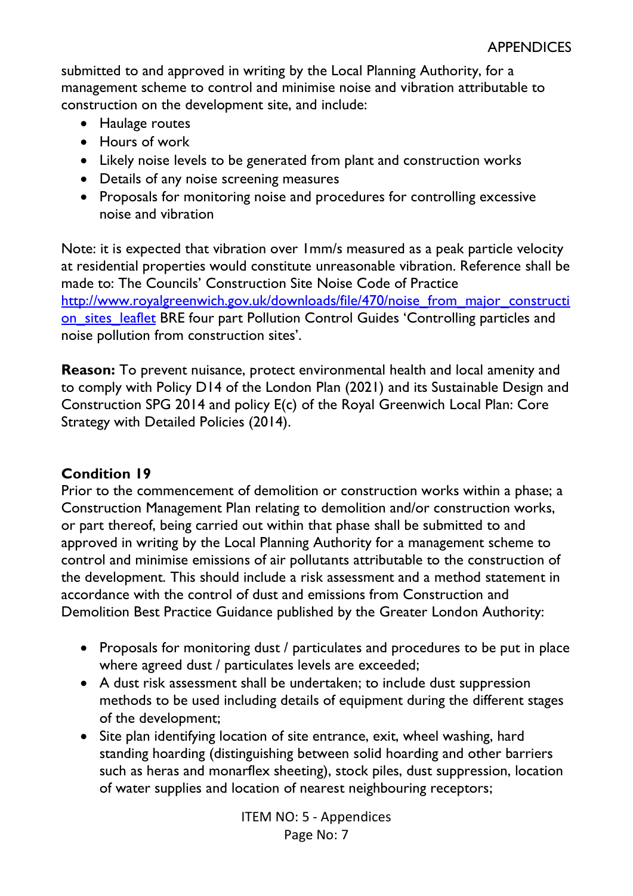submitted to and approved in writing by the Local Planning Authority, for a management scheme to control and minimise noise and vibration attributable to construction on the development site, and include:

- Haulage routes
- Hours of work
- Likely noise levels to be generated from plant and construction works
- Details of any noise screening measures
- Proposals for monitoring noise and procedures for controlling excessive noise and vibration

Note: it is expected that vibration over 1mm/s measured as a peak particle velocity at residential properties would constitute unreasonable vibration. Reference shall be made to: The Councils' Construction Site Noise Code of Practice [http://www.royalgreenwich.gov.uk/downloads/file/470/noise_from_major_construction_sites_leaflet](http://www.royalgreenwich.gov.uk/downloads/file/470/noise_from_major_construction_sites_leaflet) BRE four part Pollution Control Guides 'Controlling particles and noise pollution from construction sites'.

**Reason:** To prevent nuisance, protect environmental health and local amenity and to comply with Policy D14 of the London Plan (2021) and its Sustainable Design and Construction SPG 2014 and policy E(c) of the Royal Greenwich Local Plan: Core Strategy with Detailed Policies (2014).

**Condition 19**

Prior to the commencement of demolition or construction works within a phase; a Construction Management Plan relating to demolition and/or construction works, or part thereof, being carried out within that phase shall be submitted to and approved in writing by the Local Planning Authority for a management scheme to control and minimise emissions of air pollutants attributable to the construction of the development. This should include a risk assessment and a method statement in accordance with the control of dust and emissions from Construction and Demolition Best Practice Guidance published by the Greater London Authority:

- Proposals for monitoring dust / particulates and procedures to be put in place where agreed dust / particulates levels are exceeded;
- A dust risk assessment shall be undertaken; to include dust suppression methods to be used including details of equipment during the different stages of the development;
- Site plan identifying location of site entrance, exit, wheel washing, hard standing hoarding (distinguishing between solid hoarding and other barriers such as heras and monarflex sheeting), stock piles, dust suppression, location of water supplies and location of nearest neighbouring receptors;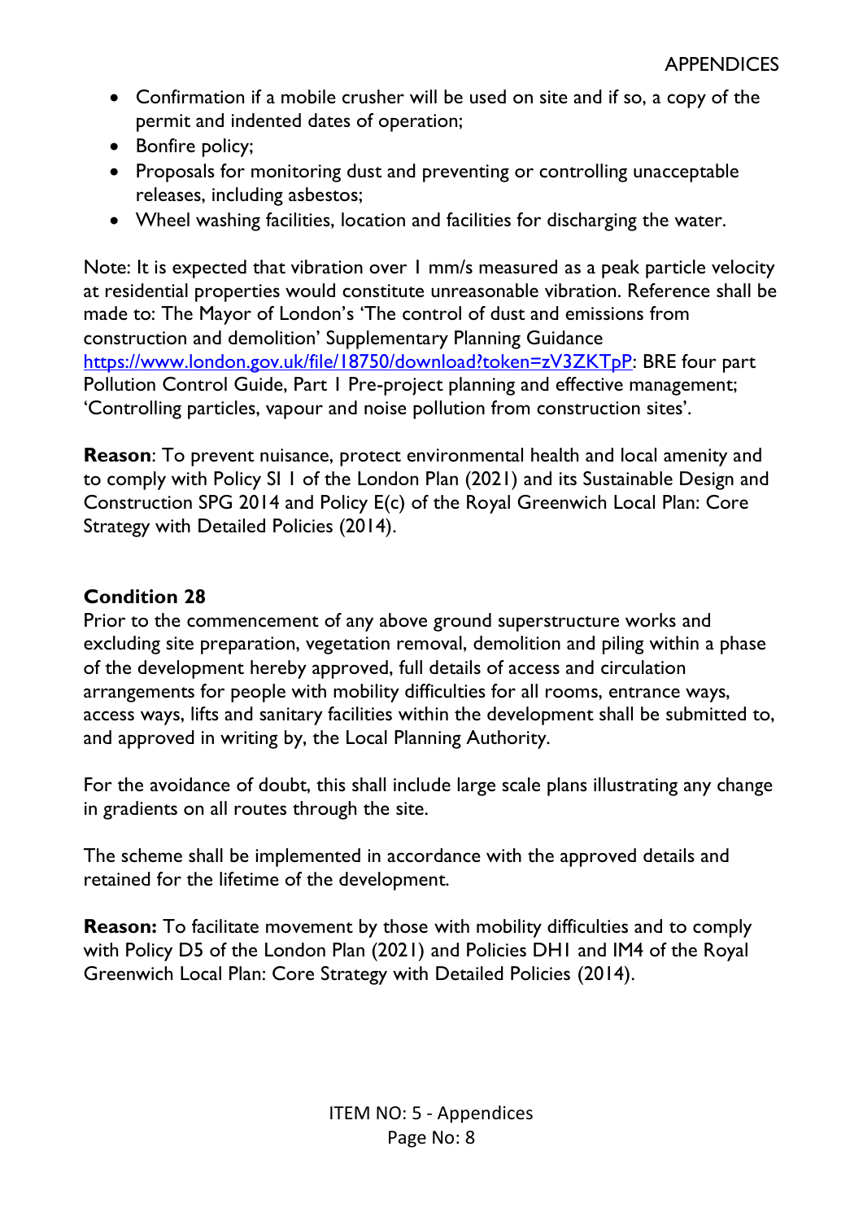- Confirmation if a mobile crusher will be used on site and if so, a copy of the permit and indented dates of operation;
- Bonfire policy;
- Proposals for monitoring dust and preventing or controlling unacceptable releases, including asbestos;
- Wheel washing facilities, location and facilities for discharging the water.

Note: It is expected that vibration over 1 mm/s measured as a peak particle velocity at residential properties would constitute unreasonable vibration. Reference shall be made to: The Mayor of London's 'The control of dust and emissions from construction and demolition' Supplementary Planning Guidance [https://www.london.gov.uk/file/18750/download?token=zV3ZKTpP](https://www.london.gov.uk/file/18750/download?token=zV3ZKTpP): BRE four part Pollution Control Guide, Part 1 Pre-project planning and effective management; 'Controlling particles, vapour and noise pollution from construction sites'.

**Reason**: To prevent nuisance, protect environmental health and local amenity and to comply with Policy SI 1 of the London Plan (2021) and its Sustainable Design and Construction SPG 2014 and Policy E(c) of the Royal Greenwich Local Plan: Core Strategy with Detailed Policies (2014).

**Condition 28**

Prior to the commencement of any above ground superstructure works and excluding site preparation, vegetation removal, demolition and piling within a phase of the development hereby approved, full details of access and circulation arrangements for people with mobility difficulties for all rooms, entrance ways, access ways, lifts and sanitary facilities within the development shall be submitted to, and approved in writing by, the Local Planning Authority.

For the avoidance of doubt, this shall include large scale plans illustrating any change in gradients on all routes through the site.

The scheme shall be implemented in accordance with the approved details and retained for the lifetime of the development.

**Reason:** To facilitate movement by those with mobility difficulties and to comply with Policy D5 of the London Plan (2021) and Policies DH1 and IM4 of the Royal Greenwich Local Plan: Core Strategy with Detailed Policies (2014).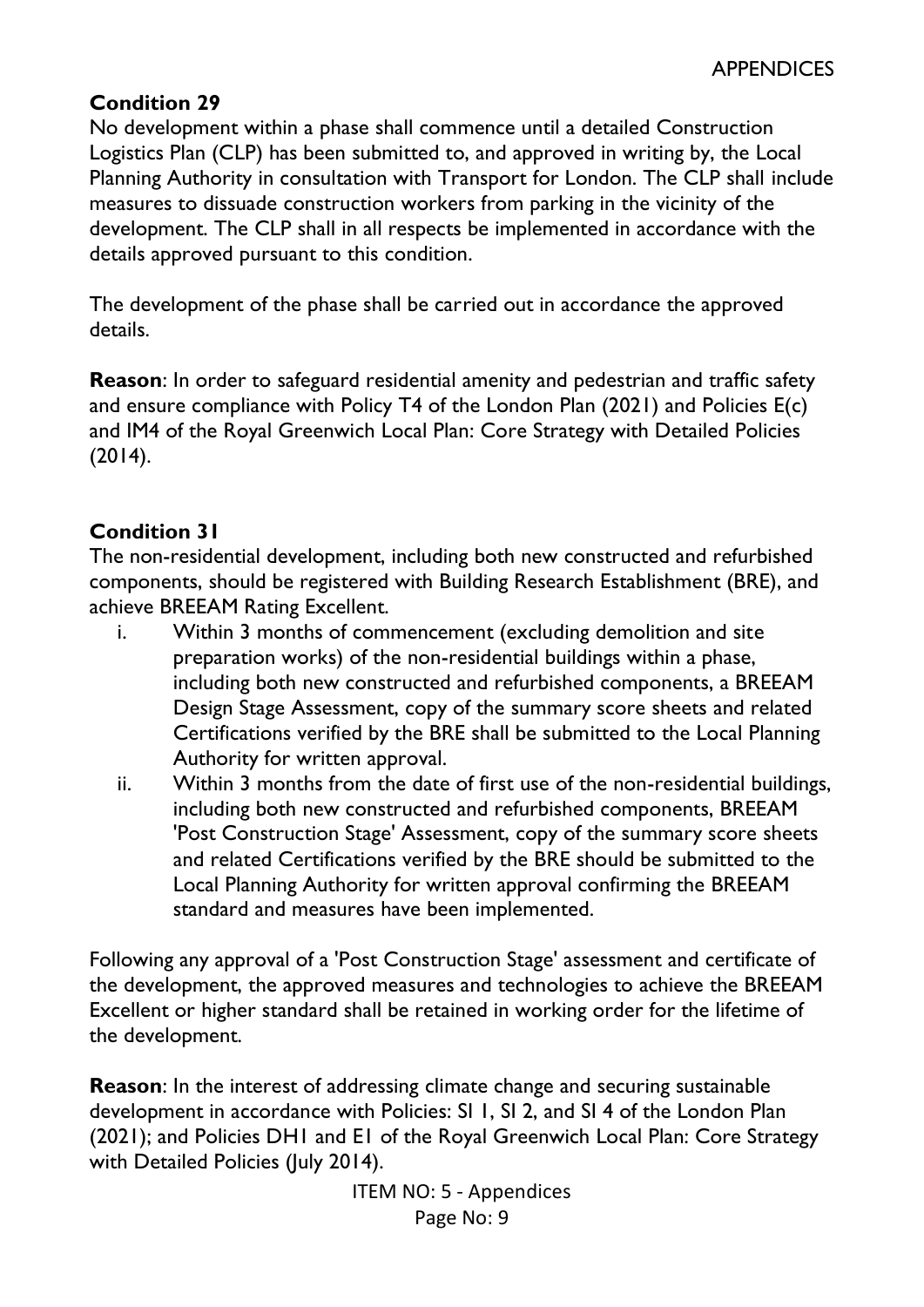### Condition 29

No development within a phase shall commence until a detailed Construction Logistics Plan (CLP) has been submitted to, and approved in writing by, the Local Planning Authority in consultation with Transport for London. The CLP shall include measures to dissuade construction workers from parking in the vicinity of the development. The CLP shall in all respects be implemented in accordance with the details approved pursuant to this condition.

The development of the phase shall be carried out in accordance the approved details.

**Reason**: In order to safeguard residential amenity and pedestrian and traffic safety and ensure compliance with Policy T4 of the London Plan (2021) and Policies E(c) and IM4 of the Royal Greenwich Local Plan: Core Strategy with Detailed Policies (2014).

### Condition 31

The non-residential development, including both new constructed and refurbished components, should be registered with Building Research Establishment (BRE), and achieve BREEAM Rating Excellent.

i. Within 3 months of commencement (excluding demolition and site preparation works) of the non-residential buildings within a phase, including both new constructed and refurbished components, a BREEAM Design Stage Assessment, copy of the summary score sheets and related Certifications verified by the BRE shall be submitted to the Local Planning Authority for written approval.

ii. Within 3 months from the date of first use of the non-residential buildings, including both new constructed and refurbished components, BREEAM 'Post Construction Stage' Assessment, copy of the summary score sheets and related Certifications verified by the BRE should be submitted to the Local Planning Authority for written approval confirming the BREEAM standard and measures have been implemented.

Following any approval of a 'Post Construction Stage' assessment and certificate of the development, the approved measures and technologies to achieve the BREEAM Excellent or higher standard shall be retained in working order for the lifetime of the development.

**Reason**: In the interest of addressing climate change and securing sustainable development in accordance with Policies: SI 1, SI 2, and SI 4 of the London Plan (2021); and Policies DH1 and E1 of the Royal Greenwich Local Plan: Core Strategy with Detailed Policies (July 2014).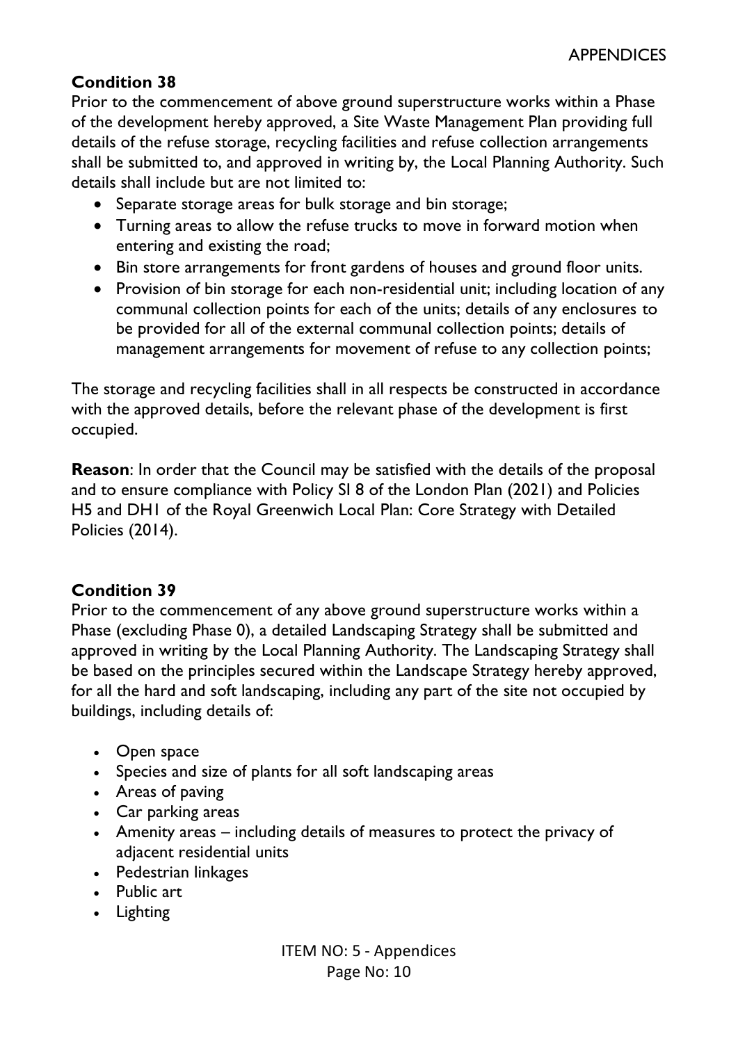**Condition 38**

Prior to the commencement of above ground superstructure works within a Phase of the development hereby approved, a Site Waste Management Plan providing full details of the refuse storage, recycling facilities and refuse collection arrangements shall be submitted to, and approved in writing by, the Local Planning Authority. Such details shall include but are not limited to:

- Separate storage areas for bulk storage and bin storage;
- Turning areas to allow the refuse trucks to move in forward motion when entering and existing the road;
- Bin store arrangements for front gardens of houses and ground floor units.
- Provision of bin storage for each non-residential unit; including location of any communal collection points for each of the units; details of any enclosures to be provided for all of the external communal collection points; details of management arrangements for movement of refuse to any collection points;

The storage and recycling facilities shall in all respects be constructed in accordance with the approved details, before the relevant phase of the development is first occupied.

**Reason**: In order that the Council may be satisfied with the details of the proposal and to ensure compliance with Policy SI 8 of the London Plan (2021) and Policies H5 and DH1 of the Royal Greenwich Local Plan: Core Strategy with Detailed Policies (2014).

**Condition 39**

Prior to the commencement of any above ground superstructure works within a Phase (excluding Phase 0), a detailed Landscaping Strategy shall be submitted and approved in writing by the Local Planning Authority. The Landscaping Strategy shall be based on the principles secured within the Landscape Strategy hereby approved, for all the hard and soft landscaping, including any part of the site not occupied by buildings, including details of:

- Open space
- Species and size of plants for all soft landscaping areas
- Areas of paving
- Car parking areas
- Amenity areas – including details of measures to protect the privacy of adjacent residential units
- Pedestrian linkages
- Public art
- Lighting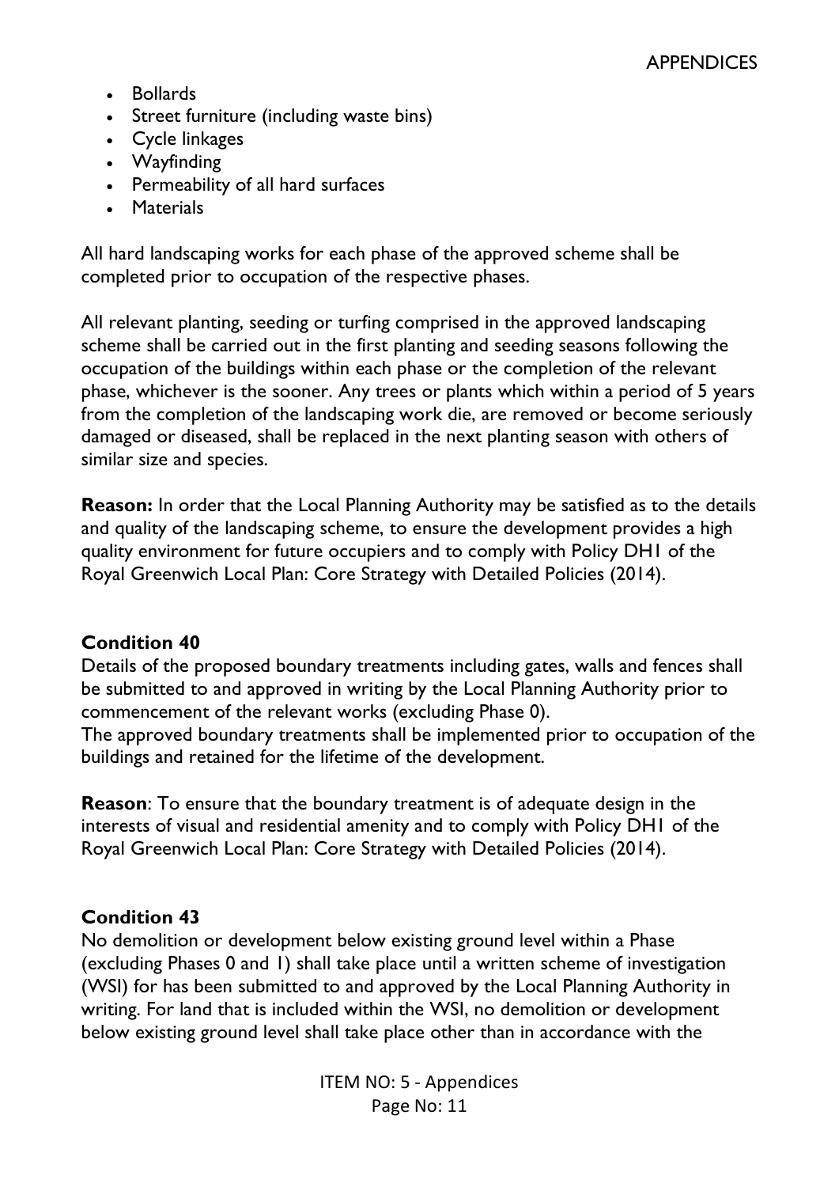- Bollards
- Street furniture (including waste bins)
- Cycle linkages
- Wayfinding
- Permeability of all hard surfaces
- Materials

All hard landscaping works for each phase of the approved scheme shall be completed prior to occupation of the respective phases.

All relevant planting, seeding or turfing comprised in the approved landscaping scheme shall be carried out in the first planting and seeding seasons following the occupation of the buildings within each phase or the completion of the relevant phase, whichever is the sooner. Any trees or plants which within a period of 5 years from the completion of the landscaping work die, are removed or become seriously damaged or diseased, shall be replaced in the next planting season with others of similar size and species.

**Reason:** In order that the Local Planning Authority may be satisfied as to the details and quality of the landscaping scheme, to ensure the development provides a high quality environment for future occupiers and to comply with Policy DH1 of the Royal Greenwich Local Plan: Core Strategy with Detailed Policies (2014).

### Condition 40

Details of the proposed boundary treatments including gates, walls and fences shall be submitted to and approved in writing by the Local Planning Authority prior to commencement of the relevant works (excluding Phase 0).
The approved boundary treatments shall be implemented prior to occupation of the buildings and retained for the lifetime of the development.

**Reason**: To ensure that the boundary treatment is of adequate design in the interests of visual and residential amenity and to comply with Policy DH1 of the Royal Greenwich Local Plan: Core Strategy with Detailed Policies (2014).

### Condition 43

No demolition or development below existing ground level within a Phase (excluding Phases 0 and 1) shall take place until a written scheme of investigation (WSI) for has been submitted to and approved by the Local Planning Authority in writing. For land that is included within the WSI, no demolition or development below existing ground level shall take place other than in accordance with the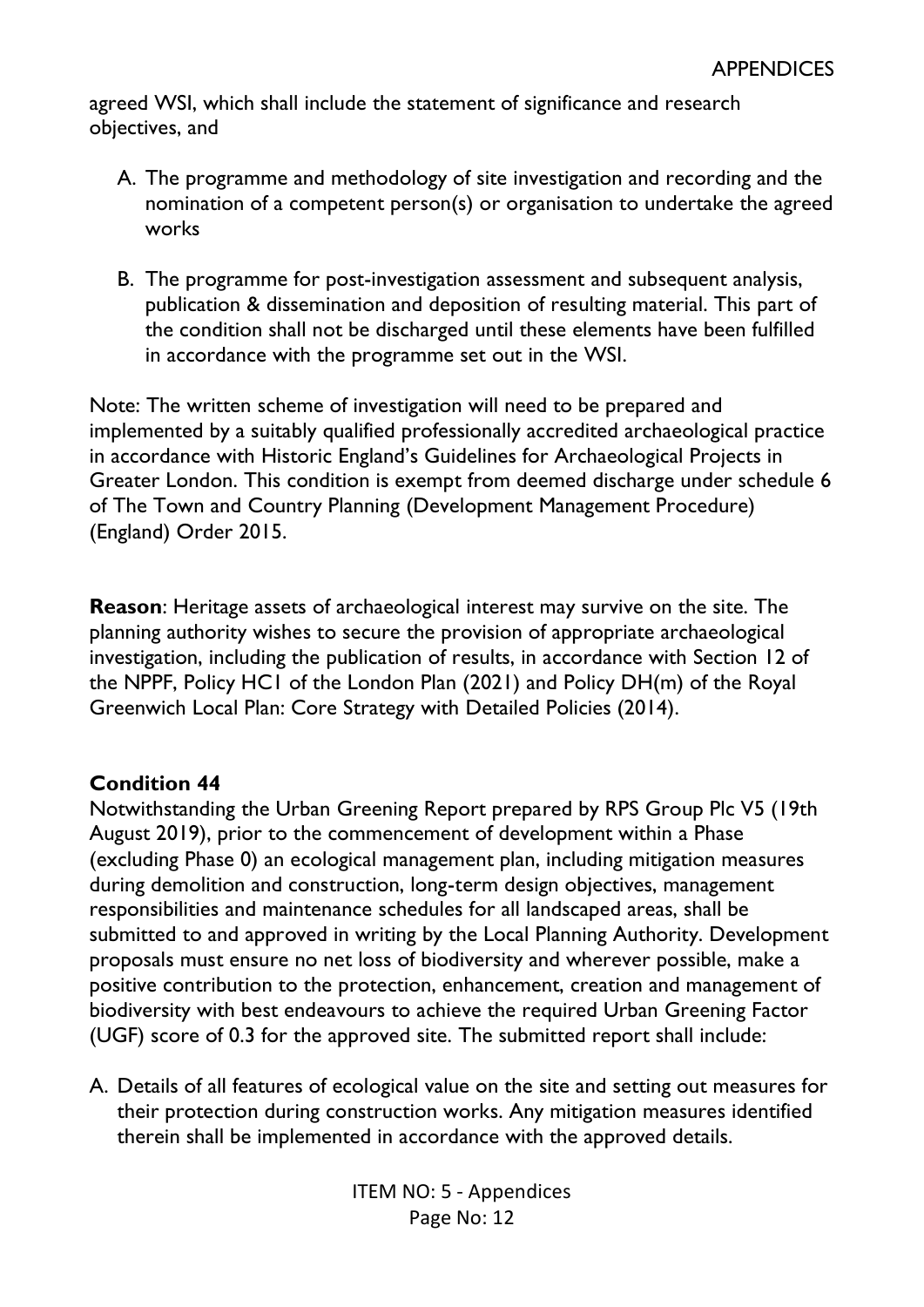agreed WSI, which shall include the statement of significance and research objectives, and

A. The programme and methodology of site investigation and recording and the nomination of a competent person(s) or organisation to undertake the agreed works

B. The programme for post-investigation assessment and subsequent analysis, publication & dissemination and deposition of resulting material. This part of the condition shall not be discharged until these elements have been fulfilled in accordance with the programme set out in the WSI.

Note: The written scheme of investigation will need to be prepared and implemented by a suitably qualified professionally accredited archaeological practice in accordance with Historic England's Guidelines for Archaeological Projects in Greater London. This condition is exempt from deemed discharge under schedule 6 of The Town and Country Planning (Development Management Procedure) (England) Order 2015.

**Reason**: Heritage assets of archaeological interest may survive on the site. The planning authority wishes to secure the provision of appropriate archaeological investigation, including the publication of results, in accordance with Section 12 of the NPPF, Policy HC1 of the London Plan (2021) and Policy DH(m) of the Royal Greenwich Local Plan: Core Strategy with Detailed Policies (2014).

**Condition 44**

Notwithstanding the Urban Greening Report prepared by RPS Group Plc V5 (19th August 2019), prior to the commencement of development within a Phase (excluding Phase 0) an ecological management plan, including mitigation measures during demolition and construction, long-term design objectives, management responsibilities and maintenance schedules for all landscaped areas, shall be submitted to and approved in writing by the Local Planning Authority. Development proposals must ensure no net loss of biodiversity and wherever possible, make a positive contribution to the protection, enhancement, creation and management of biodiversity with best endeavours to achieve the required Urban Greening Factor (UGF) score of 0.3 for the approved site. The submitted report shall include:

A. Details of all features of ecological value on the site and setting out measures for their protection during construction works. Any mitigation measures identified therein shall be implemented in accordance with the approved details.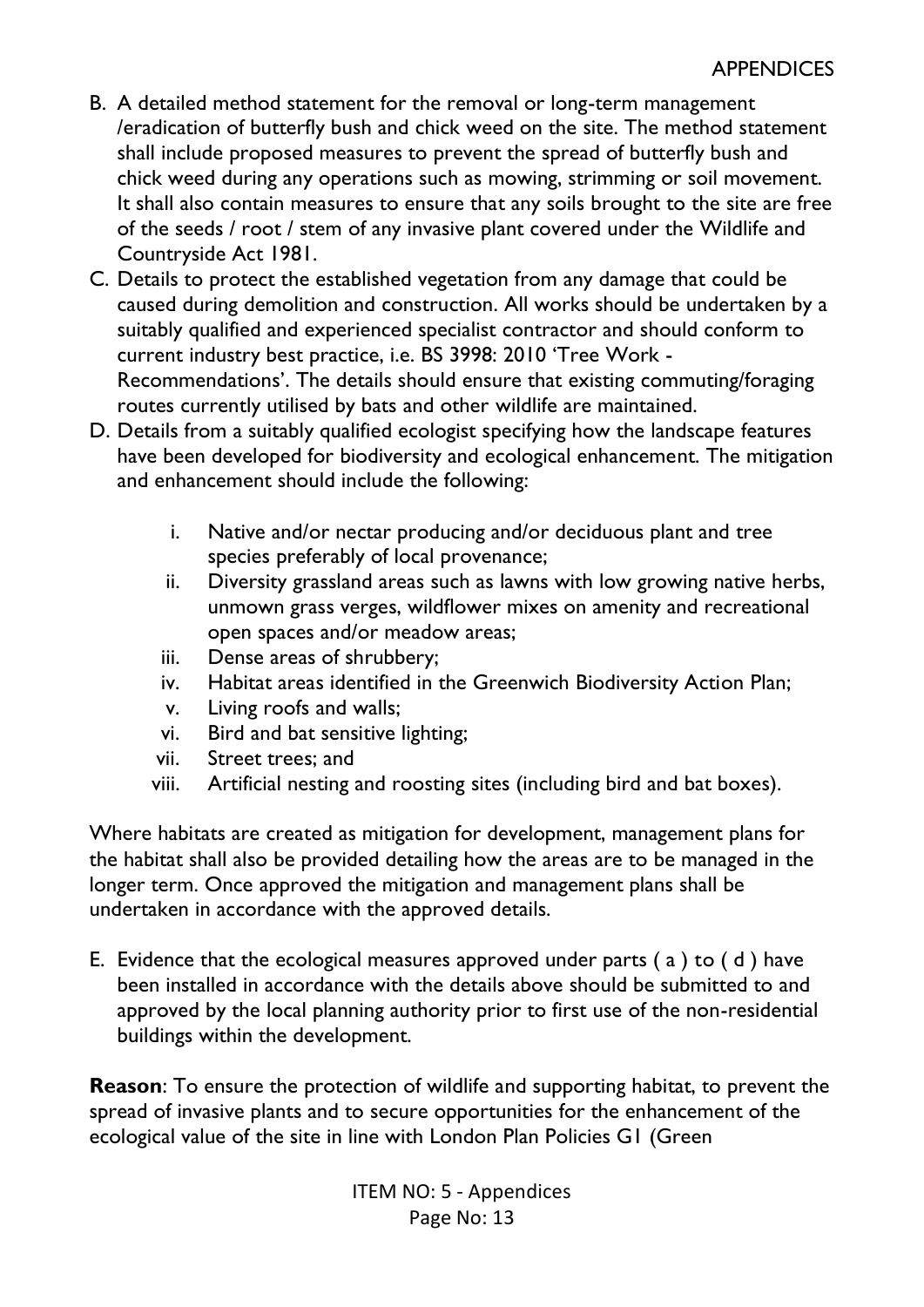B. A detailed method statement for the removal or long-term management /eradication of butterfly bush and chick weed on the site. The method statement shall include proposed measures to prevent the spread of butterfly bush and chick weed during any operations such as mowing, strimming or soil movement. It shall also contain measures to ensure that any soils brought to the site are free of the seeds / root / stem of any invasive plant covered under the Wildlife and Countryside Act 1981.

C. Details to protect the established vegetation from any damage that could be caused during demolition and construction. All works should be undertaken by a suitably qualified and experienced specialist contractor and should conform to current industry best practice, i.e. BS 3998: 2010 'Tree Work - Recommendations'. The details should ensure that existing commuting/foraging routes currently utilised by bats and other wildlife are maintained.

D. Details from a suitably qualified ecologist specifying how the landscape features have been developed for biodiversity and ecological enhancement. The mitigation and enhancement should include the following:

   i. Native and/or nectar producing and/or deciduous plant and tree species preferably of local provenance;
   ii. Diversity grassland areas such as lawns with low growing native herbs, unmown grass verges, wildflower mixes on amenity and recreational open spaces and/or meadow areas;
   iii. Dense areas of shrubbery;
   iv. Habitat areas identified in the Greenwich Biodiversity Action Plan;
   v. Living roofs and walls;
   vi. Bird and bat sensitive lighting;
   vii. Street trees; and
   viii. Artificial nesting and roosting sites (including bird and bat boxes).

Where habitats are created as mitigation for development, management plans for the habitat shall also be provided detailing how the areas are to be managed in the longer term. Once approved the mitigation and management plans shall be undertaken in accordance with the approved details.

E. Evidence that the ecological measures approved under parts ( a ) to ( d ) have been installed in accordance with the details above should be submitted to and approved by the local planning authority prior to first use of the non-residential buildings within the development.

**Reason**: To ensure the protection of wildlife and supporting habitat, to prevent the spread of invasive plants and to secure opportunities for the enhancement of the ecological value of the site in line with London Plan Policies G1 (Green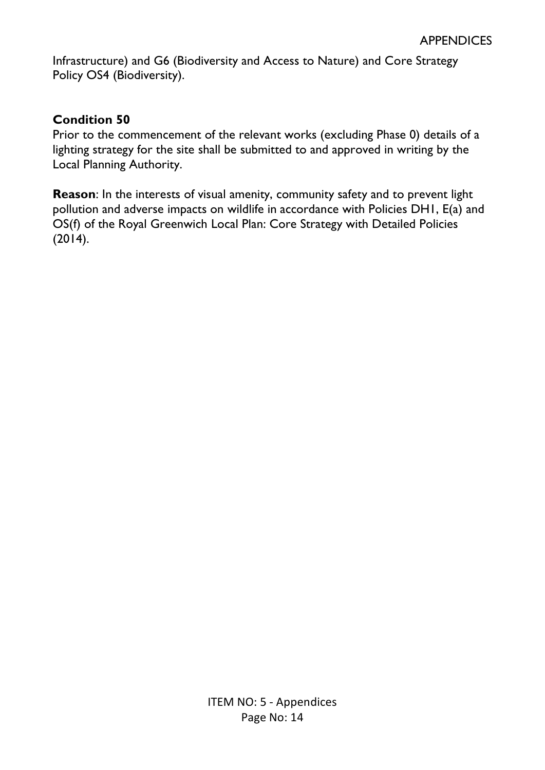Infrastructure) and G6 (Biodiversity and Access to Nature) and Core Strategy Policy OS4 (Biodiversity).

**Condition 50**

Prior to the commencement of the relevant works (excluding Phase 0) details of a lighting strategy for the site shall be submitted to and approved in writing by the Local Planning Authority.

**Reason**: In the interests of visual amenity, community safety and to prevent light pollution and adverse impacts on wildlife in accordance with Policies DH1, E(a) and OS(f) of the Royal Greenwich Local Plan: Core Strategy with Detailed Policies (2014).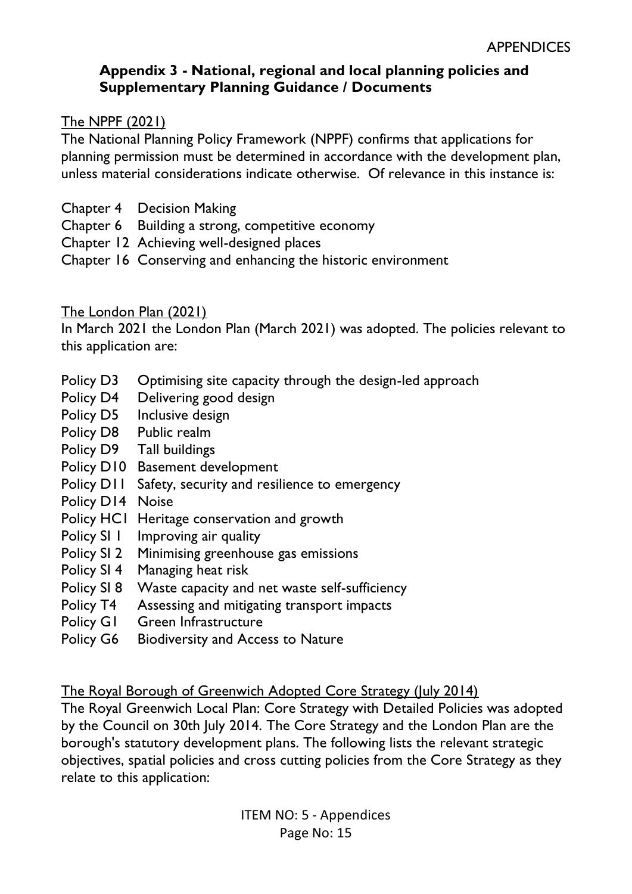## Appendix 3 - National, regional and local planning policies and Supplementary Planning Guidance / Documents

The NPPF (2021)

The National Planning Policy Framework (NPPF) confirms that applications for planning permission must be determined in accordance with the development plan, unless material considerations indicate otherwise. Of relevance in this instance is:

- Chapter 4 Decision Making
- Chapter 6 Building a strong, competitive economy
- Chapter 12 Achieving well-designed places
- Chapter 16 Conserving and enhancing the historic environment

The London Plan (2021)

In March 2021 the London Plan (March 2021) was adopted. The policies relevant to this application are:

- Policy D3 Optimising site capacity through the design-led approach
- Policy D4 Delivering good design
- Policy D5 Inclusive design
- Policy D8 Public realm
- Policy D9 Tall buildings
- Policy D10 Basement development
- Policy D11 Safety, security and resilience to emergency
- Policy D14 Noise
- Policy HC1 Heritage conservation and growth
- Policy SI 1 Improving air quality
- Policy SI 2 Minimising greenhouse gas emissions
- Policy SI 4 Managing heat risk
- Policy SI 8 Waste capacity and net waste self-sufficiency
- Policy T4 Assessing and mitigating transport impacts
- Policy G1 Green Infrastructure
- Policy G6 Biodiversity and Access to Nature

The Royal Borough of Greenwich Adopted Core Strategy (July 2014)

The Royal Greenwich Local Plan: Core Strategy with Detailed Policies was adopted by the Council on 30th July 2014. The Core Strategy and the London Plan are the borough's statutory development plans. The following lists the relevant strategic objectives, spatial policies and cross cutting policies from the Core Strategy as they relate to this application: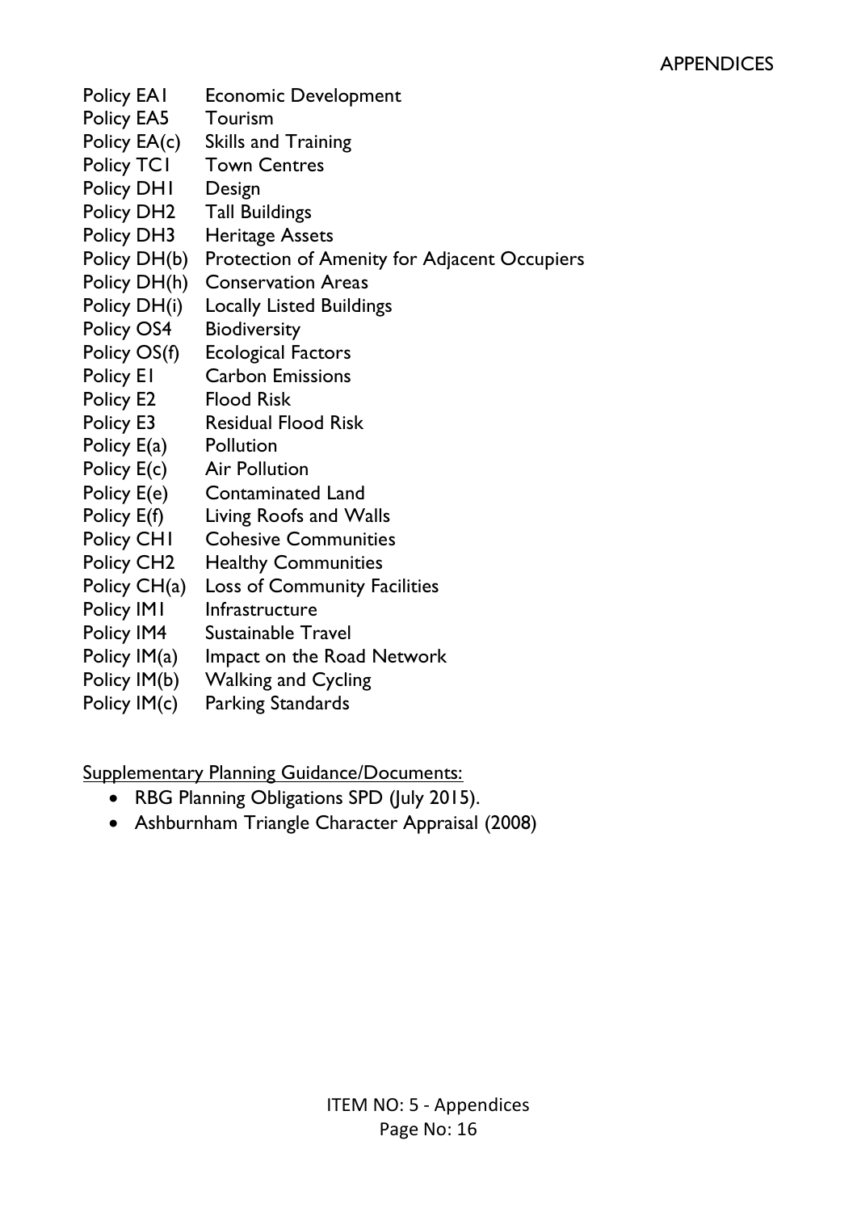Policy EA1 Economic Development
Policy EA5 Tourism
Policy EA(c) Skills and Training
Policy TC1 Town Centres
Policy DH1 Design
Policy DH2 Tall Buildings
Policy DH3 Heritage Assets
Policy DH(b) Protection of Amenity for Adjacent Occupiers
Policy DH(h) Conservation Areas
Policy DH(i) Locally Listed Buildings
Policy OS4 Biodiversity
Policy OS(f) Ecological Factors
Policy E1 Carbon Emissions
Policy E2 Flood Risk
Policy E3 Residual Flood Risk
Policy E(a) Pollution
Policy E(c) Air Pollution
Policy E(e) Contaminated Land
Policy E(f) Living Roofs and Walls
Policy CH1 Cohesive Communities
Policy CH2 Healthy Communities
Policy CH(a) Loss of Community Facilities
Policy IM1 Infrastructure
Policy IM4 Sustainable Travel
Policy IM(a) Impact on the Road Network
Policy IM(b) Walking and Cycling
Policy IM(c) Parking Standards

Supplementary Planning Guidance/Documents:

- RBG Planning Obligations SPD (July 2015).
- Ashburnham Triangle Character Appraisal (2008)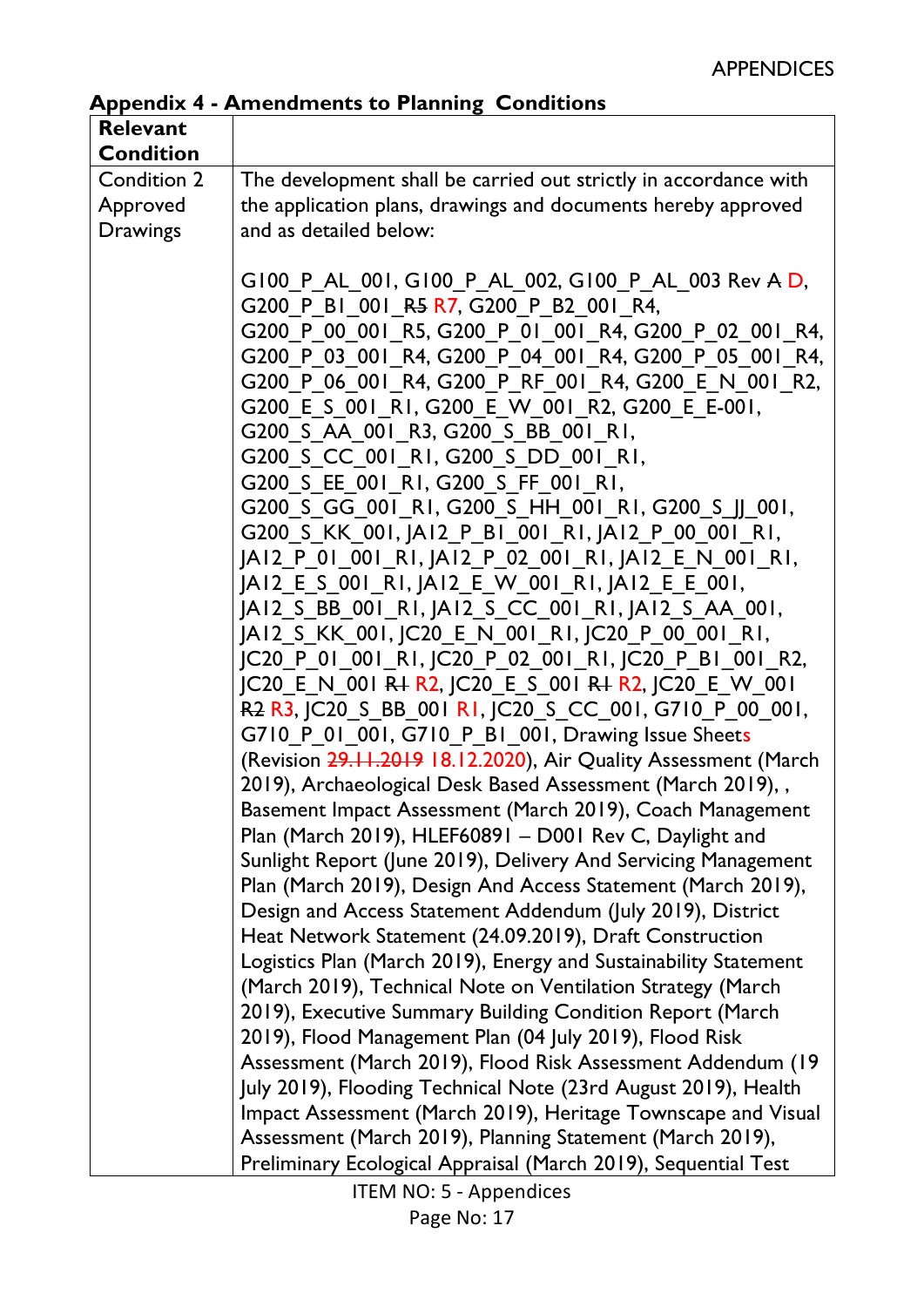## Appendix 4 - Amendments to Planning Conditions

| Relevant Condition | |
|---|---|
| Condition 2 Approved Drawings | The development shall be carried out strictly in accordance with the application plans, drawings and documents hereby approved and as detailed below:<br><br>G100_P_AL_001, G100_P_AL_002, G100_P_AL_003 Rev ~~A~~ D, G200_P_B1_001_~~R5~~ R7, G200_P_B2_001_R4, G200_P_00_001_R5, G200_P_01_001_R4, G200_P_02_001_R4, G200_P_03_001_R4, G200_P_04_001_R4, G200_P_05_001_R4, G200_P_06_001_R4, G200_P_RF_001_R4, G200_E_N_001_R2, G200_E_S_001_R1, G200_E_W_001_R2, G200_E_E-001, G200_S_AA_001_R3, G200_S_BB_001_R1, G200_S_CC_001_R1, G200_S_DD_001_R1, G200_S_EE_001_R1, G200_S_FF_001_R1, G200_S_GG_001_R1, G200_S_HH_001_R1, G200_S_JJ_001, G200_S_KK_001, JA12_P_B1_001_R1, JA12_P_00_001_R1, JA12_P_01_001_R1, JA12_P_02_001_R1, JA12_E_N_001_R1, JA12_E_S_001_R1, JA12_E_W_001_R1, JA12_E_E_001, JA12_S_BB_001_R1, JA12_S_CC_001_R1, JA12_S_AA_001, JA12_S_KK_001, JC20_E_N_001_R1, JC20_P_00_001_R1, JC20_P_01_001_R1, JC20_P_02_001_R1, JC20_P_B1_001_R2, JC20_E_N_001 ~~R1~~ R2, JC20_E_S_001 ~~R1~~ R2, JC20_E_W_001 ~~R2~~ R3, JC20_S_BB_001 R1, JC20_S_CC_001, G710_P_00_001, G710_P_01_001, G710_P_B1_001, Drawing Issue Sheets (Revision ~~29.11.2019~~ 18.12.2020), Air Quality Assessment (March 2019), Archaeological Desk Based Assessment (March 2019), , Basement Impact Assessment (March 2019), Coach Management Plan (March 2019), HLEF60891 – D001 Rev C, Daylight and Sunlight Report (June 2019), Delivery And Servicing Management Plan (March 2019), Design And Access Statement (March 2019), Design and Access Statement Addendum (July 2019), District Heat Network Statement (24.09.2019), Draft Construction Logistics Plan (March 2019), Energy and Sustainability Statement (March 2019), Technical Note on Ventilation Strategy (March 2019), Executive Summary Building Condition Report (March 2019), Flood Management Plan (04 July 2019), Flood Risk Assessment (March 2019), Flood Risk Assessment Addendum (19 July 2019), Flooding Technical Note (23rd August 2019), Health Impact Assessment (March 2019), Heritage Townscape and Visual Assessment (March 2019), Planning Statement (March 2019), Preliminary Ecological Appraisal (March 2019), Sequential Test |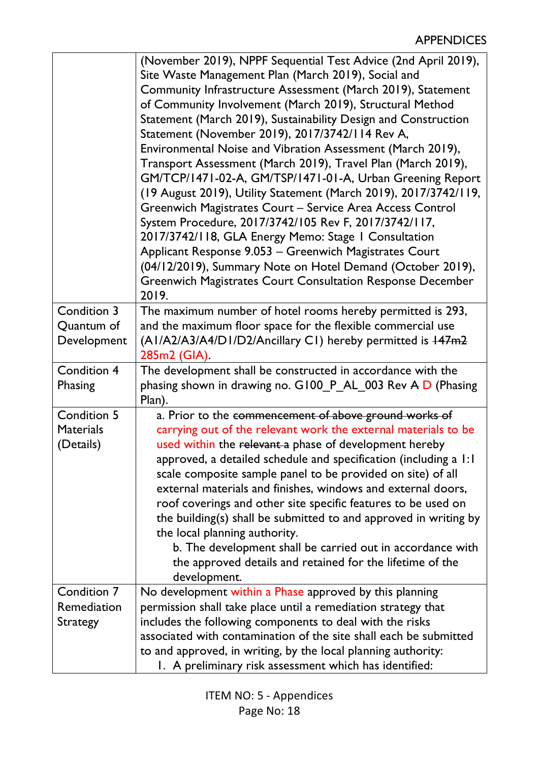| | |
|---|---|
| | (November 2019), NPPF Sequential Test Advice (2nd April 2019), Site Waste Management Plan (March 2019), Social and Community Infrastructure Assessment (March 2019), Statement of Community Involvement (March 2019), Structural Method Statement (March 2019), Sustainability Design and Construction Statement (November 2019), 2017/3742/114 Rev A, Environmental Noise and Vibration Assessment (March 2019), Transport Assessment (March 2019), Travel Plan (March 2019), GM/TCP/1471-02-A, GM/TSP/1471-01-A, Urban Greening Report (19 August 2019), Utility Statement (March 2019), 2017/3742/119, Greenwich Magistrates Court – Service Area Access Control System Procedure, 2017/3742/105 Rev F, 2017/3742/117, 2017/3742/118, GLA Energy Memo: Stage 1 Consultation Applicant Response 9.053 – Greenwich Magistrates Court (04/12/2019), Summary Note on Hotel Demand (October 2019), Greenwich Magistrates Court Consultation Response December 2019. |
| Condition 3 Quantum of Development | The maximum number of hotel rooms hereby permitted is 293, and the maximum floor space for the flexible commercial use (A1/A2/A3/A4/D1/D2/Ancillary C1) hereby permitted is ~~147m2~~ 285m2 (GIA). |
| Condition 4 Phasing | The development shall be constructed in accordance with the phasing shown in drawing no. G100_P_AL_003 Rev ~~A~~ D (Phasing Plan). |
| Condition 5 Materials (Details) | a. Prior to the ~~commencement of above ground works of~~ carrying out of the relevant work the external materials to be used within the ~~relevant a~~ phase of development hereby approved, a detailed schedule and specification (including a 1:1 scale composite sample panel to be provided on site) of all external materials and finishes, windows and external doors, roof coverings and other site specific features to be used on the building(s) shall be submitted to and approved in writing by the local planning authority.<br>b. The development shall be carried out in accordance with the approved details and retained for the lifetime of the development. |
| Condition 7 Remediation Strategy | No development within a Phase approved by this planning permission shall take place until a remediation strategy that includes the following components to deal with the risks associated with contamination of the site shall each be submitted to and approved, in writing, by the local planning authority:<br>1. A preliminary risk assessment which has identified: |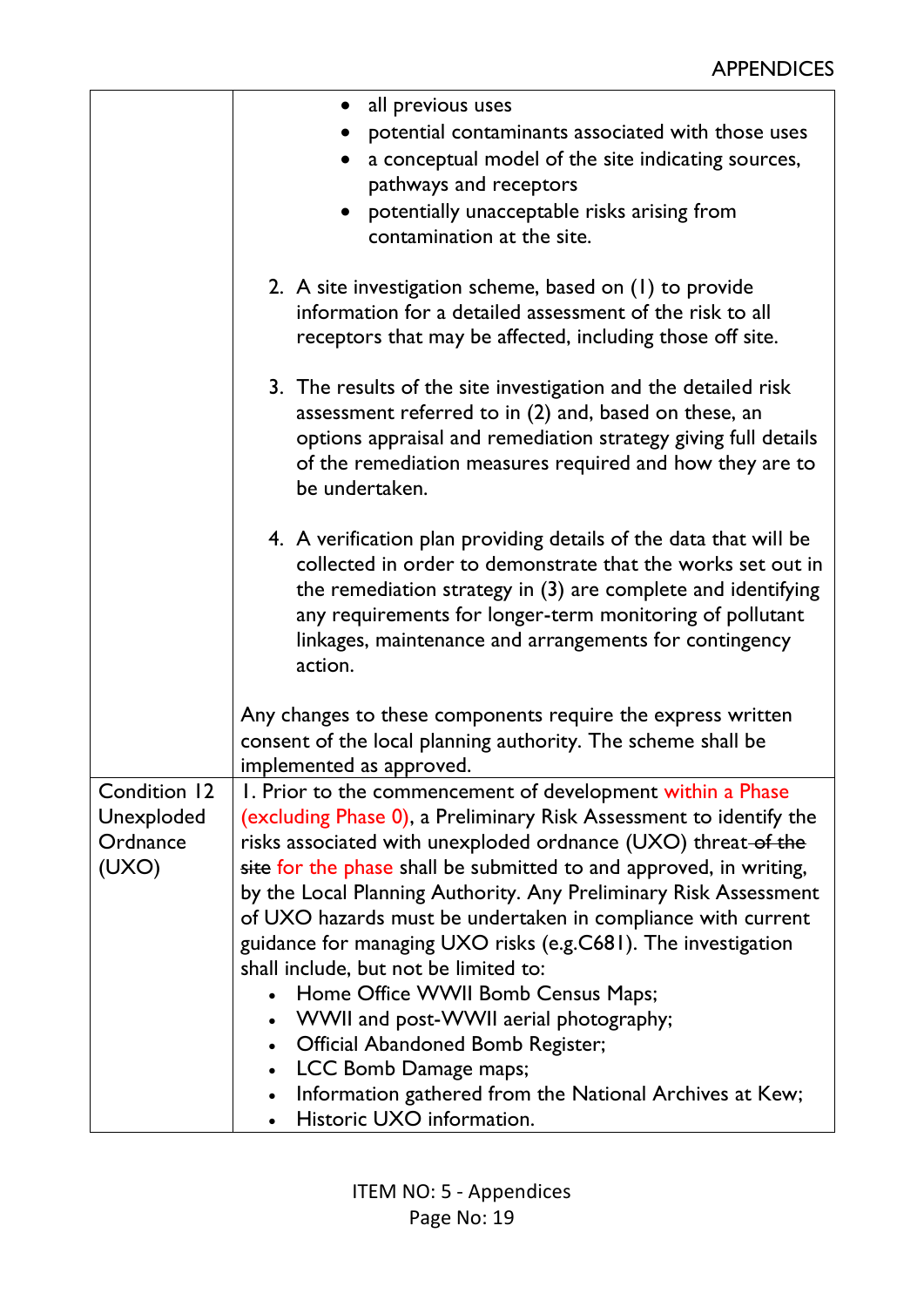| | |
|---|---|
| | • all previous uses<br>• potential contaminants associated with those uses<br>• a conceptual model of the site indicating sources, pathways and receptors<br>• potentially unacceptable risks arising from contamination at the site.<br><br>2. A site investigation scheme, based on (1) to provide information for a detailed assessment of the risk to all receptors that may be affected, including those off site.<br><br>3. The results of the site investigation and the detailed risk assessment referred to in (2) and, based on these, an options appraisal and remediation strategy giving full details of the remediation measures required and how they are to be undertaken.<br><br>4. A verification plan providing details of the data that will be collected in order to demonstrate that the works set out in the remediation strategy in (3) are complete and identifying any requirements for longer-term monitoring of pollutant linkages, maintenance and arrangements for contingency action.<br><br>Any changes to these components require the express written consent of the local planning authority. The scheme shall be implemented as approved. |
| Condition 12 Unexploded Ordnance (UXO) | 1. Prior to the commencement of development within a Phase (excluding Phase 0), a Preliminary Risk Assessment to identify the risks associated with unexploded ordnance (UXO) threat ~~of the site~~ for the phase shall be submitted to and approved, in writing, by the Local Planning Authority. Any Preliminary Risk Assessment of UXO hazards must be undertaken in compliance with current guidance for managing UXO risks (e.g.C681). The investigation shall include, but not be limited to:<br>• Home Office WWII Bomb Census Maps;<br>• WWII and post-WWII aerial photography;<br>• Official Abandoned Bomb Register;<br>• LCC Bomb Damage maps;<br>• Information gathered from the National Archives at Kew;<br>• Historic UXO information. |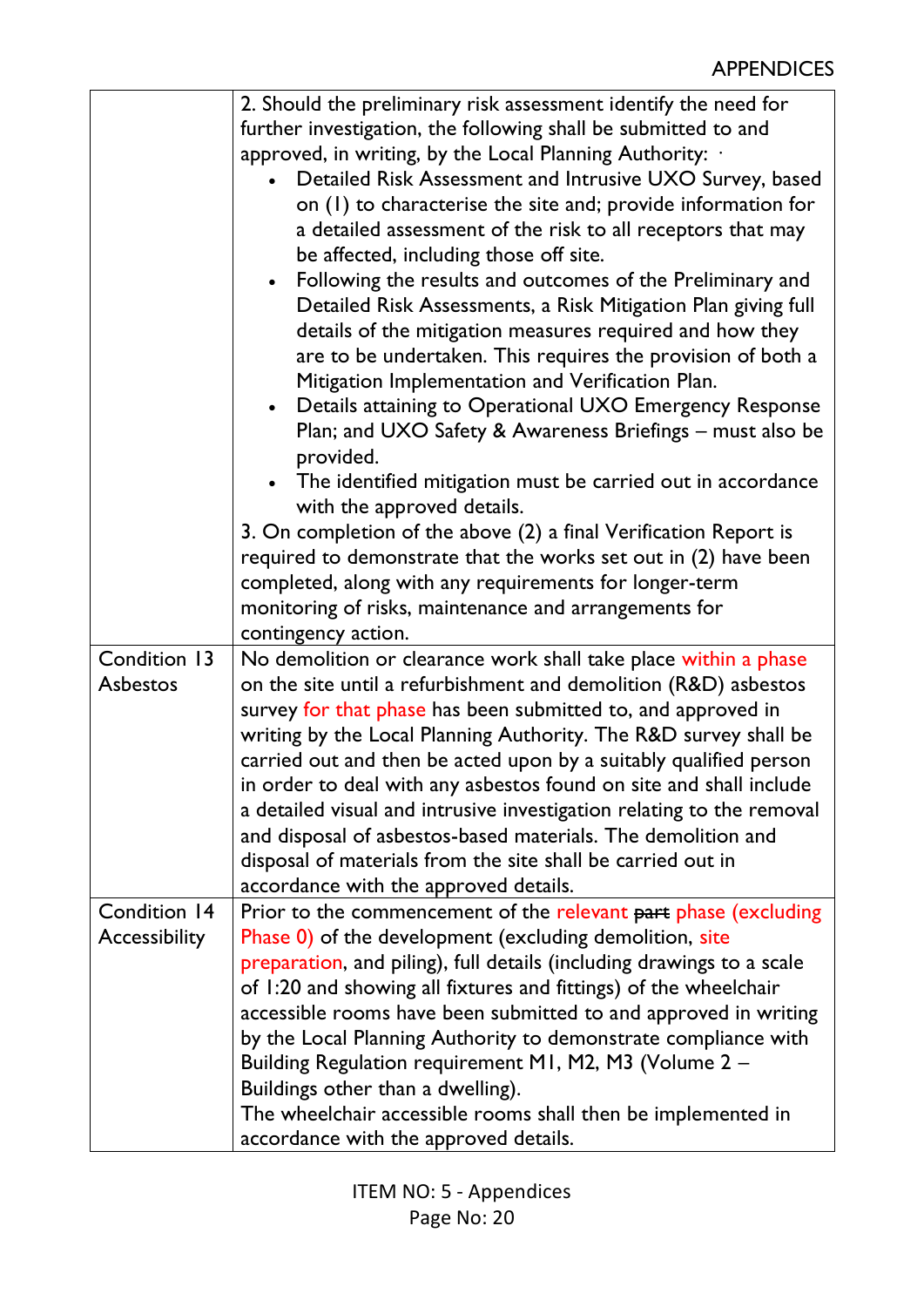| | |
|---|---|
| | 2. Should the preliminary risk assessment identify the need for further investigation, the following shall be submitted to and approved, in writing, by the Local Planning Authority: · <ul><li>Detailed Risk Assessment and Intrusive UXO Survey, based on (1) to characterise the site and; provide information for a detailed assessment of the risk to all receptors that may be affected, including those off site.</li><li>Following the results and outcomes of the Preliminary and Detailed Risk Assessments, a Risk Mitigation Plan giving full details of the mitigation measures required and how they are to be undertaken. This requires the provision of both a Mitigation Implementation and Verification Plan.</li><li>Details attaining to Operational UXO Emergency Response Plan; and UXO Safety & Awareness Briefings – must also be provided.</li><li>The identified mitigation must be carried out in accordance with the approved details.</li></ul>3. On completion of the above (2) a final Verification Report is required to demonstrate that the works set out in (2) have been completed, along with any requirements for longer-term monitoring of risks, maintenance and arrangements for contingency action. |
| Condition 13 Asbestos | No demolition or clearance work shall take place within a phase on the site until a refurbishment and demolition (R&D) asbestos survey for that phase has been submitted to, and approved in writing by the Local Planning Authority. The R&D survey shall be carried out and then be acted upon by a suitably qualified person in order to deal with any asbestos found on site and shall include a detailed visual and intrusive investigation relating to the removal and disposal of asbestos-based materials. The demolition and disposal of materials from the site shall be carried out in accordance with the approved details. |
| Condition 14 Accessibility | Prior to the commencement of the relevant ~~part~~ phase (excluding Phase 0) of the development (excluding demolition, site preparation, and piling), full details (including drawings to a scale of 1:20 and showing all fixtures and fittings) of the wheelchair accessible rooms have been submitted to and approved in writing by the Local Planning Authority to demonstrate compliance with Building Regulation requirement M1, M2, M3 (Volume 2 – Buildings other than a dwelling).<br>The wheelchair accessible rooms shall then be implemented in accordance with the approved details. |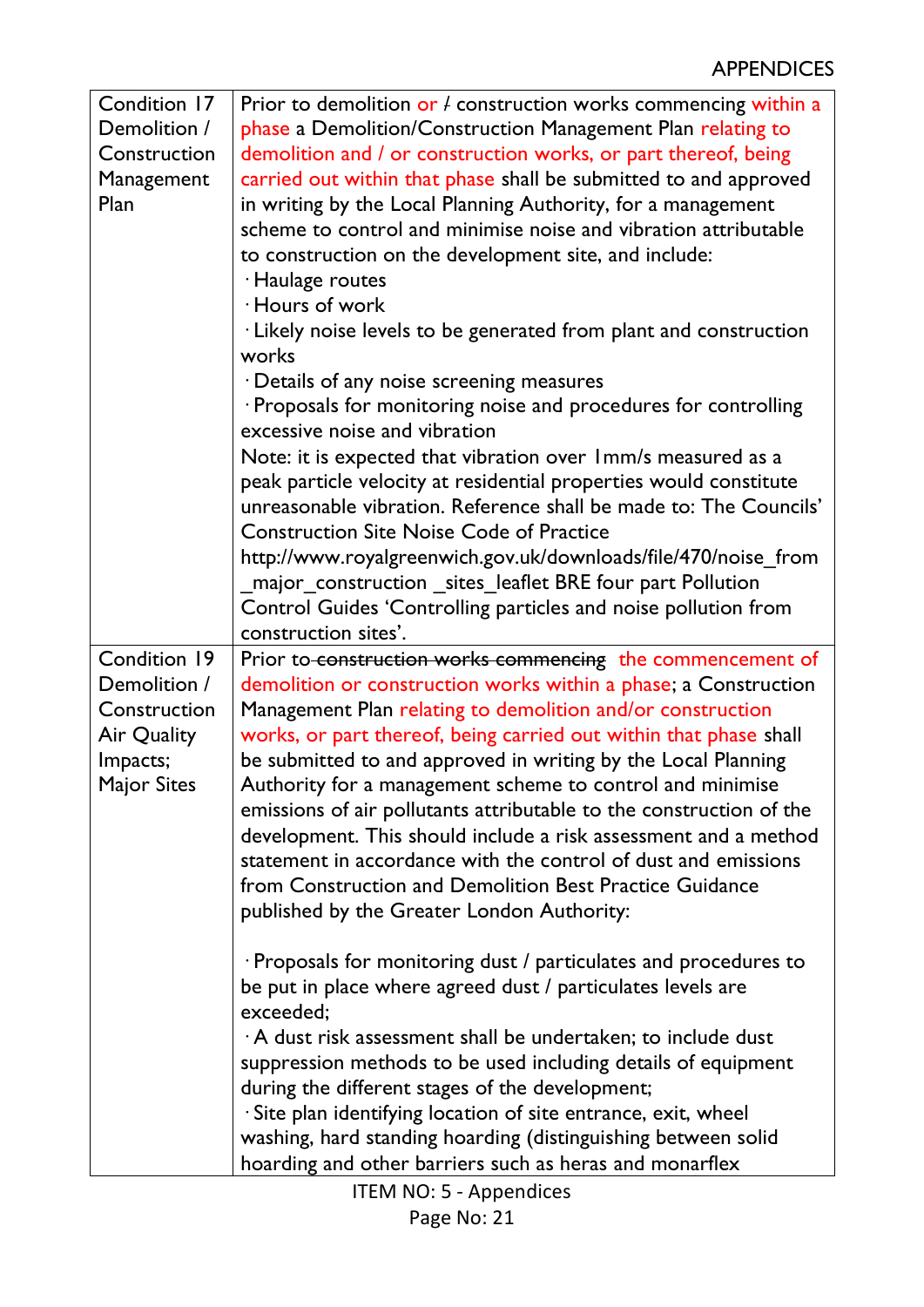| Condition 17 Demolition / Construction Management Plan | Prior to demolition or ~~/~~ construction works commencing within a phase a Demolition/Construction Management Plan relating to demolition and / or construction works, or part thereof, being carried out within that phase shall be submitted to and approved in writing by the Local Planning Authority, for a management scheme to control and minimise noise and vibration attributable to construction on the development site, and include:<br>· Haulage routes<br>· Hours of work<br>· Likely noise levels to be generated from plant and construction works<br>· Details of any noise screening measures<br>· Proposals for monitoring noise and procedures for controlling excessive noise and vibration<br>Note: it is expected that vibration over 1mm/s measured as a peak particle velocity at residential properties would constitute unreasonable vibration. Reference shall be made to: The Councils' Construction Site Noise Code of Practice http://www.royalgreenwich.gov.uk/downloads/file/470/noise_from _major_construction _sites_leaflet BRE four part Pollution Control Guides 'Controlling particles and noise pollution from construction sites'. |
|---|---|
| Condition 19 Demolition / Construction Air Quality Impacts; Major Sites | Prior to ~~construction works commencing~~ the commencement of demolition or construction works within a phase; a Construction Management Plan relating to demolition and/or construction works, or part thereof, being carried out within that phase shall be submitted to and approved in writing by the Local Planning Authority for a management scheme to control and minimise emissions of air pollutants attributable to the construction of the development. This should include a risk assessment and a method statement in accordance with the control of dust and emissions from Construction and Demolition Best Practice Guidance published by the Greater London Authority:<br><br>· Proposals for monitoring dust / particulates and procedures to be put in place where agreed dust / particulates levels are exceeded;<br>· A dust risk assessment shall be undertaken; to include dust suppression methods to be used including details of equipment during the different stages of the development;<br>· Site plan identifying location of site entrance, exit, wheel washing, hard standing hoarding (distinguishing between solid hoarding and other barriers such as heras and monarflex |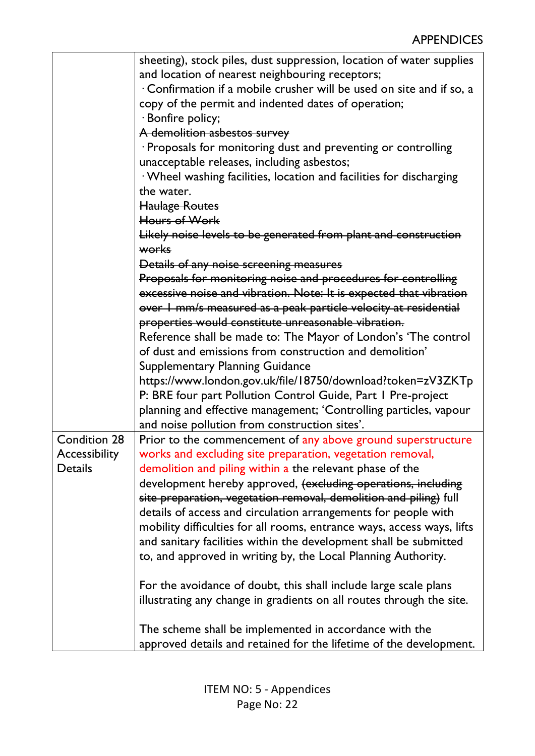| | |
|---|---|
| | sheeting), stock piles, dust suppression, location of water supplies and location of nearest neighbouring receptors;<br>· Confirmation if a mobile crusher will be used on site and if so, a copy of the permit and indented dates of operation;<br>· Bonfire policy;<br>~~A demolition asbestos survey~~<br>· Proposals for monitoring dust and preventing or controlling unacceptable releases, including asbestos;<br>· Wheel washing facilities, location and facilities for discharging the water.<br>~~Haulage Routes~~<br>~~Hours of Work~~<br>~~Likely noise levels to be generated from plant and construction works~~<br>~~Details of any noise screening measures~~<br>~~Proposals for monitoring noise and procedures for controlling excessive noise and vibration. Note: It is expected that vibration over 1 mm/s measured as a peak particle velocity at residential properties would constitute unreasonable vibration.~~<br>Reference shall be made to: The Mayor of London's 'The control of dust and emissions from construction and demolition' Supplementary Planning Guidance https://www.london.gov.uk/file/18750/download?token=zV3ZKTpP: BRE four part Pollution Control Guide, Part 1 Pre-project planning and effective management; 'Controlling particles, vapour and noise pollution from construction sites'. |
| Condition 28 Accessibility Details | Prior to the commencement of any above ground superstructure works and excluding site preparation, vegetation removal, demolition and piling within a ~~the relevant~~ phase of the development hereby approved, ~~(excluding operations, including site preparation, vegetation removal, demolition and piling)~~ full details of access and circulation arrangements for people with mobility difficulties for all rooms, entrance ways, access ways, lifts and sanitary facilities within the development shall be submitted to, and approved in writing by, the Local Planning Authority.<br><br>For the avoidance of doubt, this shall include large scale plans illustrating any change in gradients on all routes through the site.<br><br>The scheme shall be implemented in accordance with the approved details and retained for the lifetime of the development. |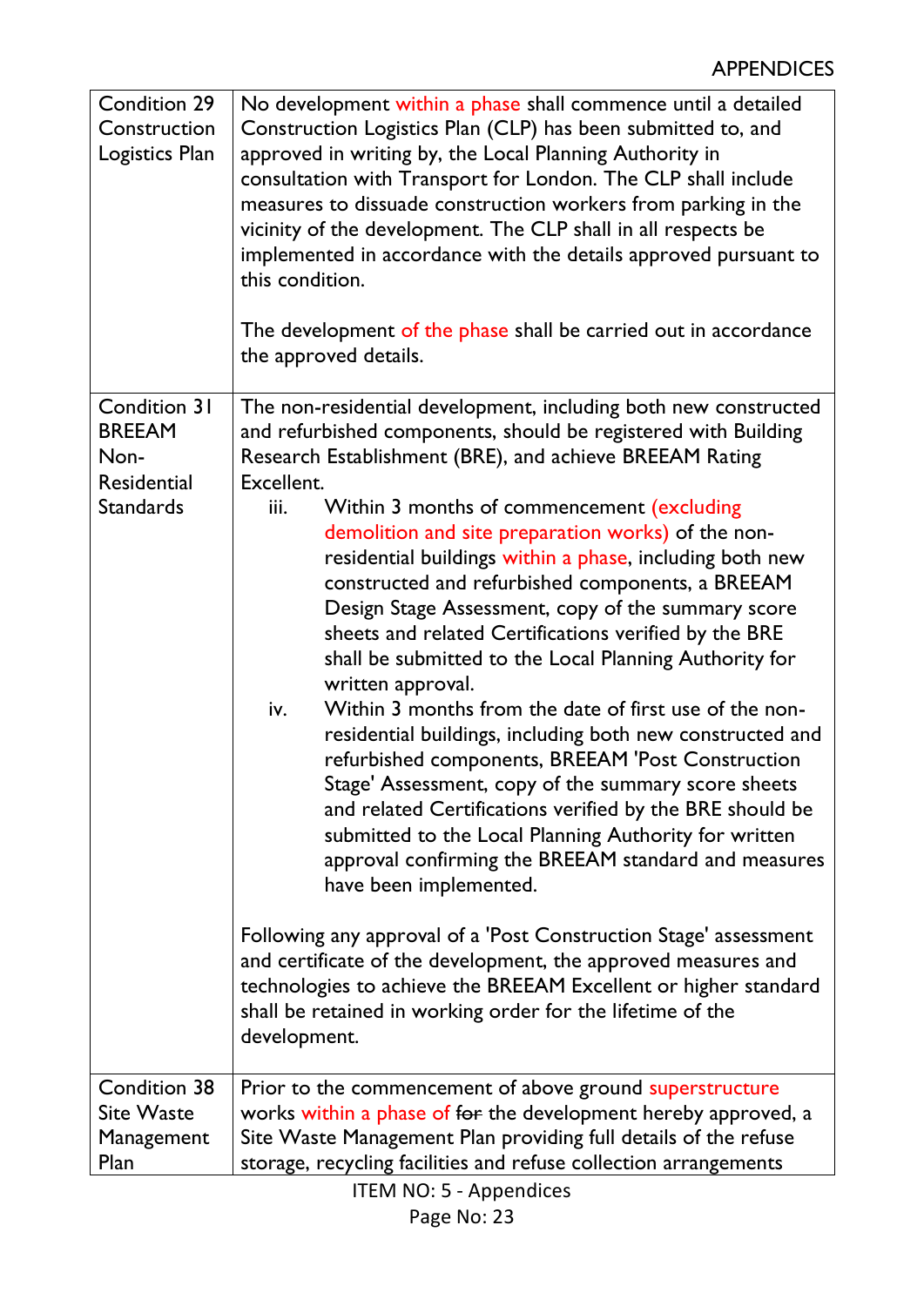| | |
|---|---|
| Condition 29 Construction Logistics Plan | No development within a phase shall commence until a detailed Construction Logistics Plan (CLP) has been submitted to, and approved in writing by, the Local Planning Authority in consultation with Transport for London. The CLP shall include measures to dissuade construction workers from parking in the vicinity of the development. The CLP shall in all respects be implemented in accordance with the details approved pursuant to this condition.<br><br>The development of the phase shall be carried out in accordance the approved details. |
| Condition 31 BREEAM Non-Residential Standards | The non-residential development, including both new constructed and refurbished components, should be registered with Building Research Establishment (BRE), and achieve BREEAM Rating Excellent.<br>iii. Within 3 months of commencement (excluding demolition and site preparation works) of the non-residential buildings within a phase, including both new constructed and refurbished components, a BREEAM Design Stage Assessment, copy of the summary score sheets and related Certifications verified by the BRE shall be submitted to the Local Planning Authority for written approval.<br>iv. Within 3 months from the date of first use of the non-residential buildings, including both new constructed and refurbished components, BREEAM 'Post Construction Stage' Assessment, copy of the summary score sheets and related Certifications verified by the BRE should be submitted to the Local Planning Authority for written approval confirming the BREEAM standard and measures have been implemented.<br><br>Following any approval of a 'Post Construction Stage' assessment and certificate of the development, the approved measures and technologies to achieve the BREEAM Excellent or higher standard shall be retained in working order for the lifetime of the development. |
| Condition 38 Site Waste Management Plan | Prior to the commencement of above ground superstructure works within a phase of ~~for~~ the development hereby approved, a Site Waste Management Plan providing full details of the refuse storage, recycling facilities and refuse collection arrangements |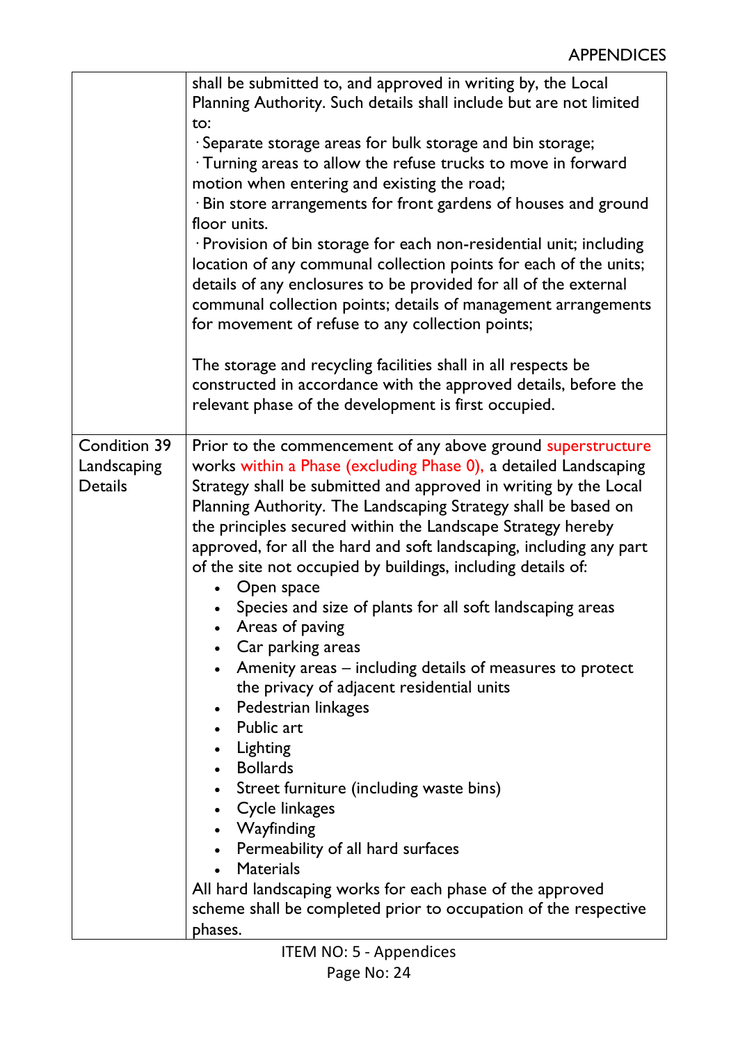| | |
|---|---|
| | shall be submitted to, and approved in writing by, the Local Planning Authority. Such details shall include but are not limited to:<br>· Separate storage areas for bulk storage and bin storage;<br>· Turning areas to allow the refuse trucks to move in forward motion when entering and existing the road;<br>· Bin store arrangements for front gardens of houses and ground floor units.<br>· Provision of bin storage for each non-residential unit; including location of any communal collection points for each of the units; details of any enclosures to be provided for all of the external communal collection points; details of management arrangements for movement of refuse to any collection points;<br><br>The storage and recycling facilities shall in all respects be constructed in accordance with the approved details, before the relevant phase of the development is first occupied. |
| Condition 39 Landscaping Details | Prior to the commencement of any above ground superstructure works within a Phase (excluding Phase 0), a detailed Landscaping Strategy shall be submitted and approved in writing by the Local Planning Authority. The Landscaping Strategy shall be based on the principles secured within the Landscape Strategy hereby approved, for all the hard and soft landscaping, including any part of the site not occupied by buildings, including details of:<br>• Open space<br>• Species and size of plants for all soft landscaping areas<br>• Areas of paving<br>• Car parking areas<br>• Amenity areas – including details of measures to protect the privacy of adjacent residential units<br>• Pedestrian linkages<br>• Public art<br>• Lighting<br>• Bollards<br>• Street furniture (including waste bins)<br>• Cycle linkages<br>• Wayfinding<br>• Permeability of all hard surfaces<br>• Materials<br>All hard landscaping works for each phase of the approved scheme shall be completed prior to occupation of the respective phases. |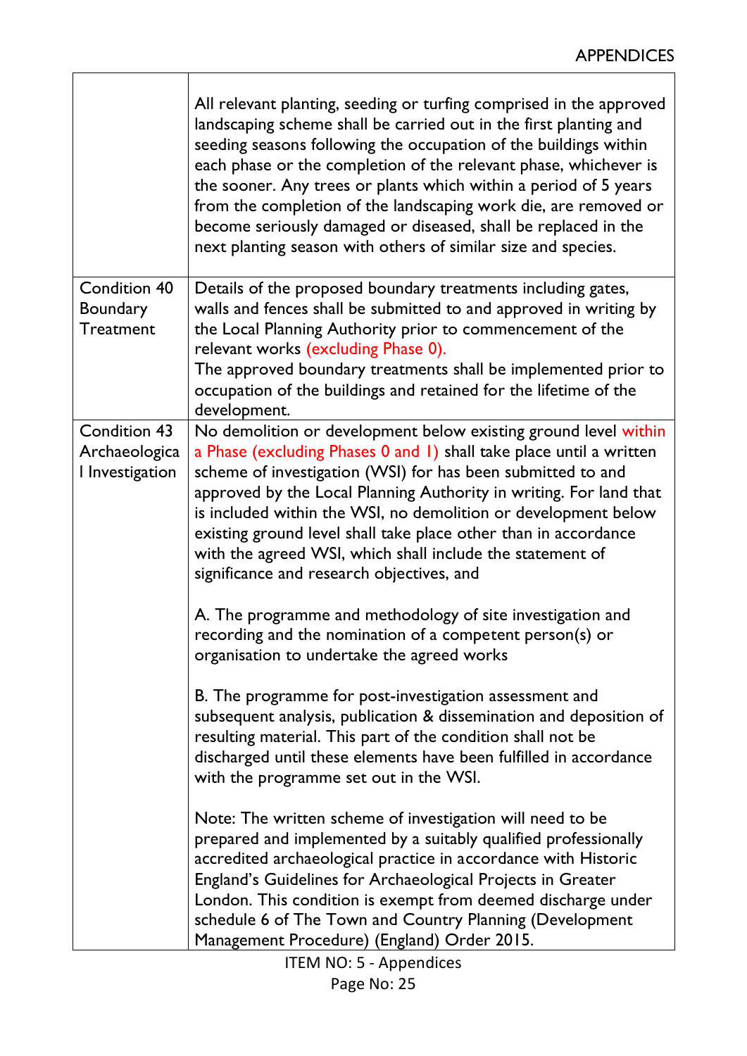| | |
|---|---|
| | All relevant planting, seeding or turfing comprised in the approved landscaping scheme shall be carried out in the first planting and seeding seasons following the occupation of the buildings within each phase or the completion of the relevant phase, whichever is the sooner. Any trees or plants which within a period of 5 years from the completion of the landscaping work die, are removed or become seriously damaged or diseased, shall be replaced in the next planting season with others of similar size and species. |
| Condition 40 Boundary Treatment | Details of the proposed boundary treatments including gates, walls and fences shall be submitted to and approved in writing by the Local Planning Authority prior to commencement of the relevant works (excluding Phase 0).<br>The approved boundary treatments shall be implemented prior to occupation of the buildings and retained for the lifetime of the development. |
| Condition 43 Archaeological Investigation | No demolition or development below existing ground level within a Phase (excluding Phases 0 and 1) shall take place until a written scheme of investigation (WSI) for has been submitted to and approved by the Local Planning Authority in writing. For land that is included within the WSI, no demolition or development below existing ground level shall take place other than in accordance with the agreed WSI, which shall include the statement of significance and research objectives, and<br><br>A. The programme and methodology of site investigation and recording and the nomination of a competent person(s) or organisation to undertake the agreed works<br><br>B. The programme for post-investigation assessment and subsequent analysis, publication & dissemination and deposition of resulting material. This part of the condition shall not be discharged until these elements have been fulfilled in accordance with the programme set out in the WSI.<br><br>Note: The written scheme of investigation will need to be prepared and implemented by a suitably qualified professionally accredited archaeological practice in accordance with Historic England's Guidelines for Archaeological Projects in Greater London. This condition is exempt from deemed discharge under schedule 6 of The Town and Country Planning (Development Management Procedure) (England) Order 2015. |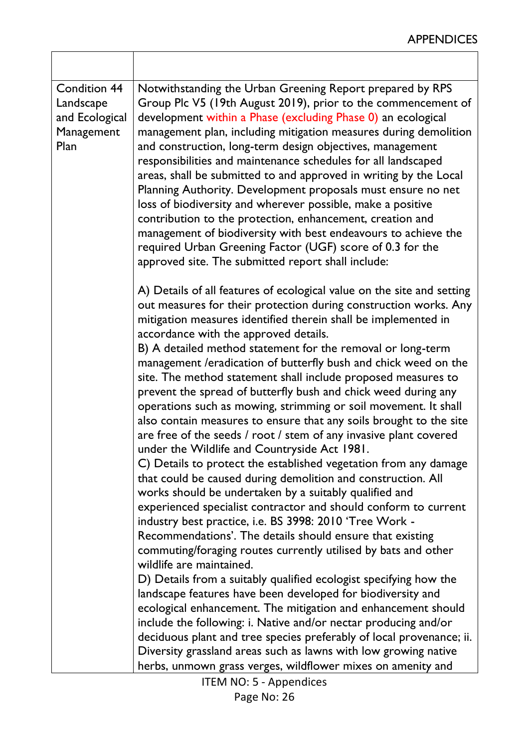| | |
|---|---|
| Condition 44 Landscape and Ecological Management Plan | Notwithstanding the Urban Greening Report prepared by RPS Group Plc V5 (19th August 2019), prior to the commencement of development within a Phase (excluding Phase 0) an ecological management plan, including mitigation measures during demolition and construction, long-term design objectives, management responsibilities and maintenance schedules for all landscaped areas, shall be submitted to and approved in writing by the Local Planning Authority. Development proposals must ensure no net loss of biodiversity and wherever possible, make a positive contribution to the protection, enhancement, creation and management of biodiversity with best endeavours to achieve the required Urban Greening Factor (UGF) score of 0.3 for the approved site. The submitted report shall include:<br><br>A) Details of all features of ecological value on the site and setting out measures for their protection during construction works. Any mitigation measures identified therein shall be implemented in accordance with the approved details.<br>B) A detailed method statement for the removal or long-term management /eradication of butterfly bush and chick weed on the site. The method statement shall include proposed measures to prevent the spread of butterfly bush and chick weed during any operations such as mowing, strimming or soil movement. It shall also contain measures to ensure that any soils brought to the site are free of the seeds / root / stem of any invasive plant covered under the Wildlife and Countryside Act 1981.<br>C) Details to protect the established vegetation from any damage that could be caused during demolition and construction. All works should be undertaken by a suitably qualified and experienced specialist contractor and should conform to current industry best practice, i.e. BS 3998: 2010 'Tree Work - Recommendations'. The details should ensure that existing commuting/foraging routes currently utilised by bats and other wildlife are maintained.<br>D) Details from a suitably qualified ecologist specifying how the landscape features have been developed for biodiversity and ecological enhancement. The mitigation and enhancement should include the following: i. Native and/or nectar producing and/or deciduous plant and tree species preferably of local provenance; ii. Diversity grassland areas such as lawns with low growing native herbs, unmown grass verges, wildflower mixes on amenity and |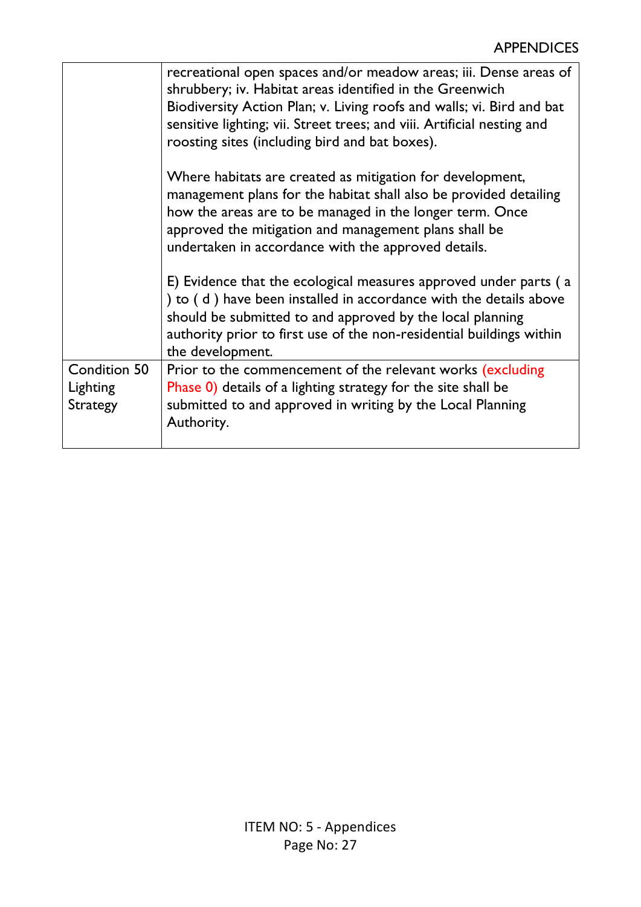| | |
|---|---|
| | recreational open spaces and/or meadow areas; iii. Dense areas of shrubbery; iv. Habitat areas identified in the Greenwich Biodiversity Action Plan; v. Living roofs and walls; vi. Bird and bat sensitive lighting; vii. Street trees; and viii. Artificial nesting and roosting sites (including bird and bat boxes).<br><br>Where habitats are created as mitigation for development, management plans for the habitat shall also be provided detailing how the areas are to be managed in the longer term. Once approved the mitigation and management plans shall be undertaken in accordance with the approved details.<br><br>E) Evidence that the ecological measures approved under parts ( a ) to ( d ) have been installed in accordance with the details above should be submitted to and approved by the local planning authority prior to first use of the non-residential buildings within the development. |
| Condition 50 Lighting Strategy | Prior to the commencement of the relevant works (excluding Phase 0) details of a lighting strategy for the site shall be submitted to and approved in writing by the Local Planning Authority. |